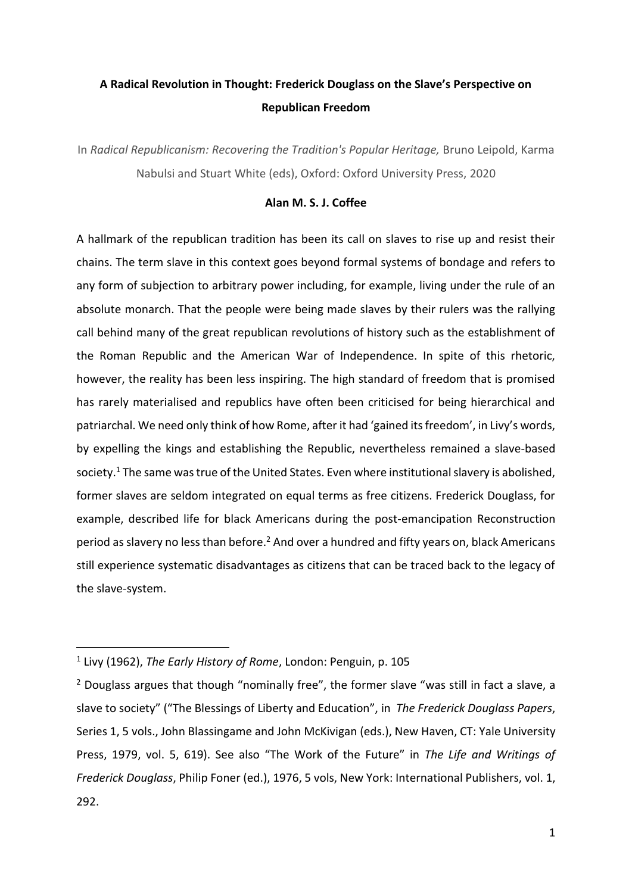# A Radical Revolution in Thought: Frederick Douglass on the Slave's Perspective on Republican Freedom

In *Radical Republicanism: Recovering the Tradition's Popular Heritage,* Bruno Leipold, Karma Nabulsi and Stuart White (eds), Oxford: Oxford University Press, 2020

**Alan M. S. J. Coffee**

A hallmark of the republican tradition has been its call on slaves to rise up and resist their chains. The term slave in this context goes beyond formal systems of bondage and refers to any form of subjection to arbitrary power including, for example, living under the rule of an absolute monarch. That the people were being made slaves by their rulers was the rallying call behind many of the great republican revolutions of history such as the establishment of the Roman Republic and the American War of Independence. In spite of this rhetoric, however, the reality has been less inspiring. The high standard of freedom that is promised has rarely materialised and republics have often been criticised for being hierarchical and patriarchal. We need only think of how Rome, after it had 'gained its freedom', in Livy's words, by expelling the kings and establishing the Republic, nevertheless remained a slave-based society.[1] The same was true of the United States. Even where institutional slavery is abolished, former slaves are seldom integrated on equal terms as free citizens. Frederick Douglass, for example, described life for black Americans during the post-emancipation Reconstruction period as slavery no less than before.[2] And over a hundred and fifty years on, black Americans still experience systematic disadvantages as citizens that can be traced back to the legacy of the slave-system.

---

[1] Livy (1962), *The Early History of Rome*, London: Penguin, p. 105

[2] Douglass argues that though "nominally free", the former slave "was still in fact a slave, a slave to society" ("The Blessings of Liberty and Education", in *The Frederick Douglass Papers*, Series 1, 5 vols., John Blassingame and John McKivigan (eds.), New Haven, CT: Yale University Press, 1979, vol. 5, 619). See also "The Work of the Future" in *The Life and Writings of Frederick Douglass*, Philip Foner (ed.), 1976, 5 vols, New York: International Publishers, vol. 1, 292.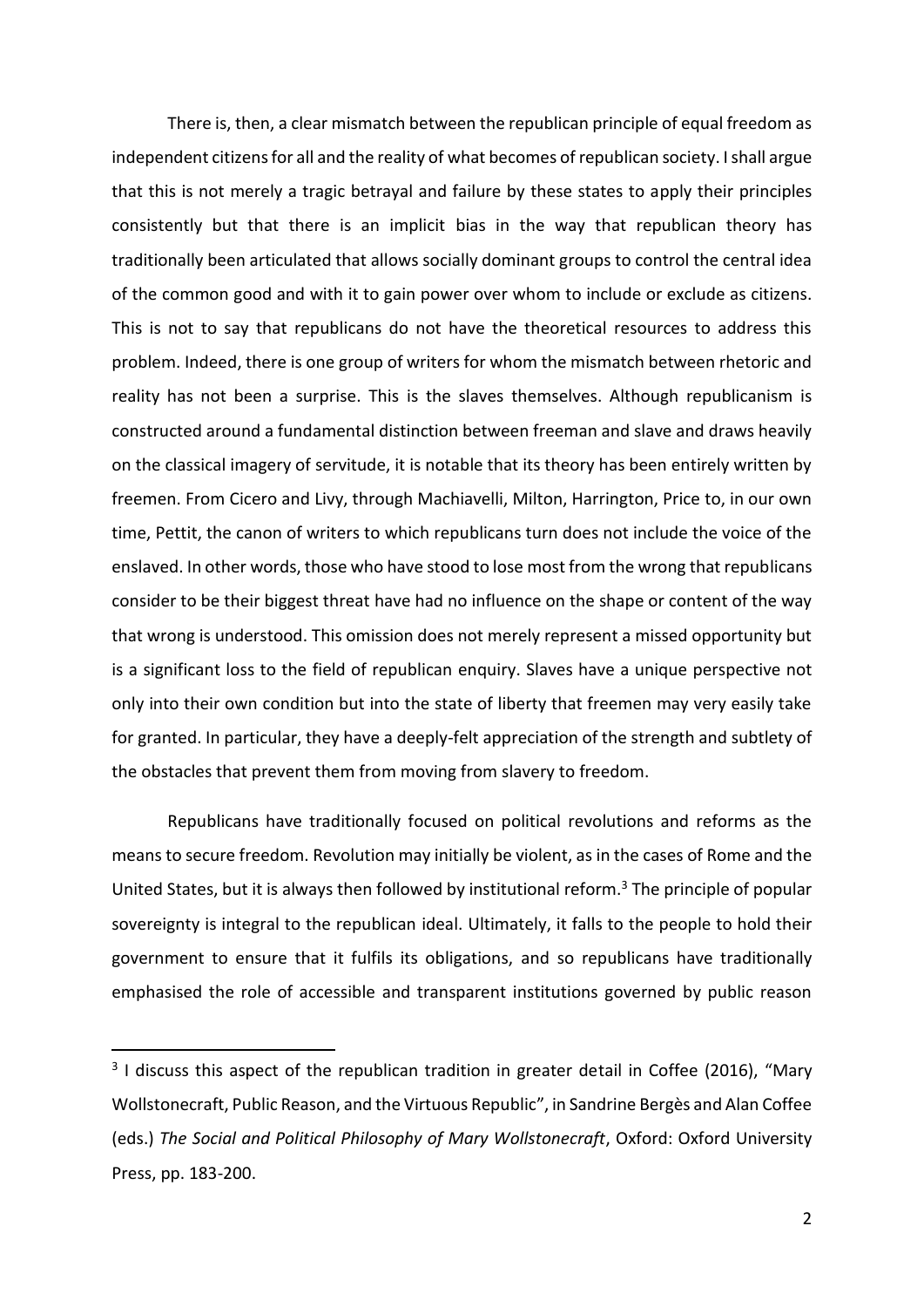There is, then, a clear mismatch between the republican principle of equal freedom as independent citizens for all and the reality of what becomes of republican society. I shall argue that this is not merely a tragic betrayal and failure by these states to apply their principles consistently but that there is an implicit bias in the way that republican theory has traditionally been articulated that allows socially dominant groups to control the central idea of the common good and with it to gain power over whom to include or exclude as citizens. This is not to say that republicans do not have the theoretical resources to address this problem. Indeed, there is one group of writers for whom the mismatch between rhetoric and reality has not been a surprise. This is the slaves themselves. Although republicanism is constructed around a fundamental distinction between freeman and slave and draws heavily on the classical imagery of servitude, it is notable that its theory has been entirely written by freemen. From Cicero and Livy, through Machiavelli, Milton, Harrington, Price to, in our own time, Pettit, the canon of writers to which republicans turn does not include the voice of the enslaved. In other words, those who have stood to lose most from the wrong that republicans consider to be their biggest threat have had no influence on the shape or content of the way that wrong is understood. This omission does not merely represent a missed opportunity but is a significant loss to the field of republican enquiry. Slaves have a unique perspective not only into their own condition but into the state of liberty that freemen may very easily take for granted. In particular, they have a deeply-felt appreciation of the strength and subtlety of the obstacles that prevent them from moving from slavery to freedom.

Republicans have traditionally focused on political revolutions and reforms as the means to secure freedom. Revolution may initially be violent, as in the cases of Rome and the United States, but it is always then followed by institutional reform.[3] The principle of popular sovereignty is integral to the republican ideal. Ultimately, it falls to the people to hold their government to ensure that it fulfils its obligations, and so republicans have traditionally emphasised the role of accessible and transparent institutions governed by public reason

---

[3] I discuss this aspect of the republican tradition in greater detail in Coffee (2016), "Mary Wollstonecraft, Public Reason, and the Virtuous Republic", in Sandrine Bergès and Alan Coffee (eds.) *The Social and Political Philosophy of Mary Wollstonecraft*, Oxford: Oxford University Press, pp. 183-200.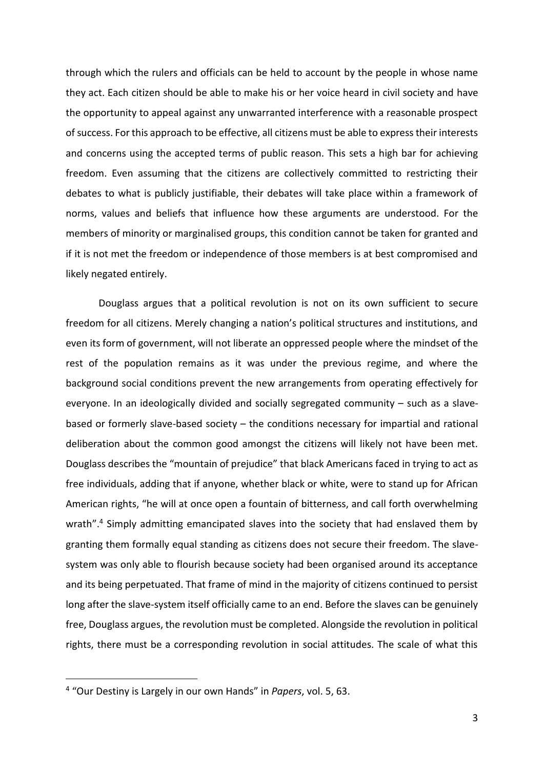through which the rulers and officials can be held to account by the people in whose name they act. Each citizen should be able to make his or her voice heard in civil society and have the opportunity to appeal against any unwarranted interference with a reasonable prospect of success. For this approach to be effective, all citizens must be able to express their interests and concerns using the accepted terms of public reason. This sets a high bar for achieving freedom. Even assuming that the citizens are collectively committed to restricting their debates to what is publicly justifiable, their debates will take place within a framework of norms, values and beliefs that influence how these arguments are understood. For the members of minority or marginalised groups, this condition cannot be taken for granted and if it is not met the freedom or independence of those members is at best compromised and likely negated entirely.

Douglass argues that a political revolution is not on its own sufficient to secure freedom for all citizens. Merely changing a nation's political structures and institutions, and even its form of government, will not liberate an oppressed people where the mindset of the rest of the population remains as it was under the previous regime, and where the background social conditions prevent the new arrangements from operating effectively for everyone. In an ideologically divided and socially segregated community – such as a slave-based or formerly slave-based society – the conditions necessary for impartial and rational deliberation about the common good amongst the citizens will likely not have been met. Douglass describes the "mountain of prejudice" that black Americans faced in trying to act as free individuals, adding that if anyone, whether black or white, were to stand up for African American rights, "he will at once open a fountain of bitterness, and call forth overwhelming wrath".[4] Simply admitting emancipated slaves into the society that had enslaved them by granting them formally equal standing as citizens does not secure their freedom. The slave-system was only able to flourish because society had been organised around its acceptance and its being perpetuated. That frame of mind in the majority of citizens continued to persist long after the slave-system itself officially came to an end. Before the slaves can be genuinely free, Douglass argues, the revolution must be completed. Alongside the revolution in political rights, there must be a corresponding revolution in social attitudes. The scale of what this

[4] "Our Destiny is Largely in our own Hands" in *Papers*, vol. 5, 63.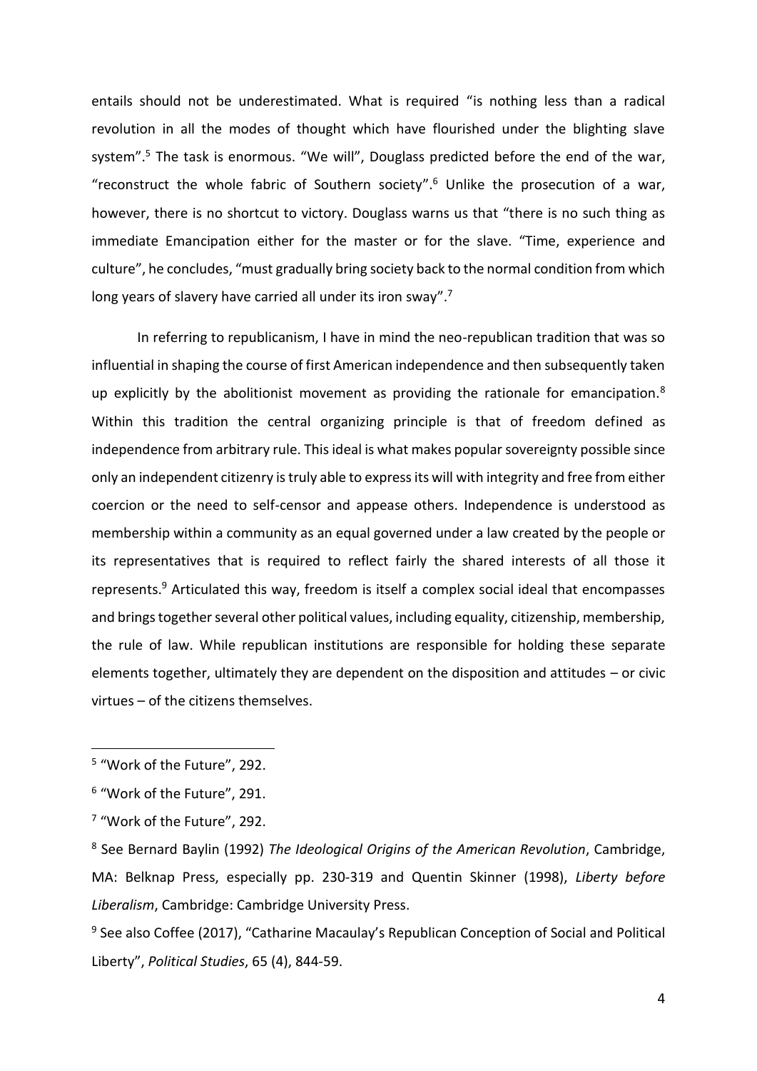entails should not be underestimated. What is required "is nothing less than a radical revolution in all the modes of thought which have flourished under the blighting slave system".[5] The task is enormous. "We will", Douglass predicted before the end of the war, "reconstruct the whole fabric of Southern society".[6] Unlike the prosecution of a war, however, there is no shortcut to victory. Douglass warns us that "there is no such thing as immediate Emancipation either for the master or for the slave. "Time, experience and culture", he concludes, "must gradually bring society back to the normal condition from which long years of slavery have carried all under its iron sway".[7]

In referring to republicanism, I have in mind the neo-republican tradition that was so influential in shaping the course of first American independence and then subsequently taken up explicitly by the abolitionist movement as providing the rationale for emancipation.[8] Within this tradition the central organizing principle is that of freedom defined as independence from arbitrary rule. This ideal is what makes popular sovereignty possible since only an independent citizenry is truly able to express its will with integrity and free from either coercion or the need to self-censor and appease others. Independence is understood as membership within a community as an equal governed under a law created by the people or its representatives that is required to reflect fairly the shared interests of all those it represents.[9] Articulated this way, freedom is itself a complex social ideal that encompasses and brings together several other political values, including equality, citizenship, membership, the rule of law. While republican institutions are responsible for holding these separate elements together, ultimately they are dependent on the disposition and attitudes – or civic virtues – of the citizens themselves.

---

[5] "Work of the Future", 292.

[6] "Work of the Future", 291.

[7] "Work of the Future", 292.

[8] See Bernard Baylin (1992) *The Ideological Origins of the American Revolution*, Cambridge, MA: Belknap Press, especially pp. 230-319 and Quentin Skinner (1998), *Liberty before Liberalism*, Cambridge: Cambridge University Press.

[9] See also Coffee (2017), "Catharine Macaulay's Republican Conception of Social and Political Liberty", *Political Studies*, 65 (4), 844-59.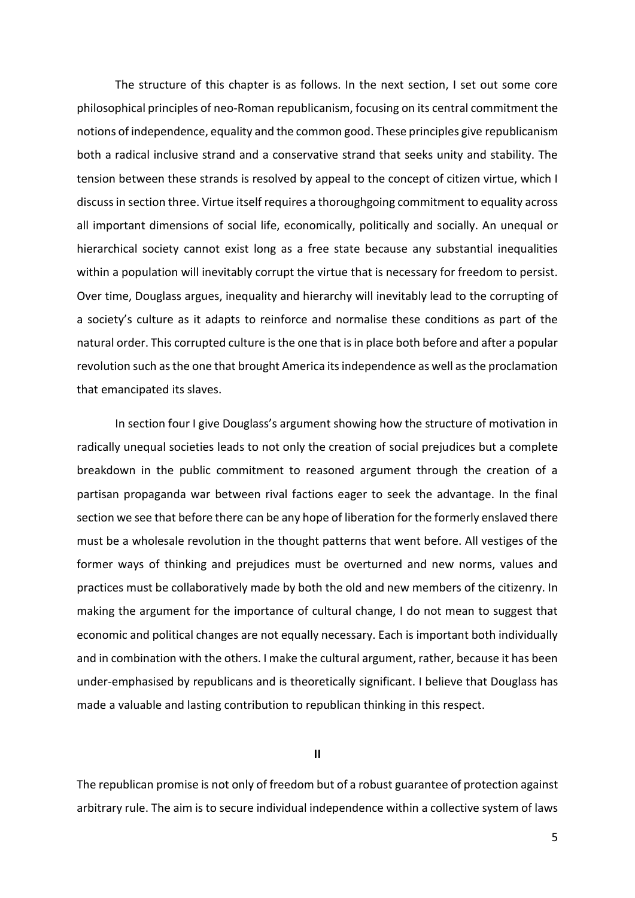The structure of this chapter is as follows. In the next section, I set out some core philosophical principles of neo-Roman republicanism, focusing on its central commitment the notions of independence, equality and the common good. These principles give republicanism both a radical inclusive strand and a conservative strand that seeks unity and stability. The tension between these strands is resolved by appeal to the concept of citizen virtue, which I discuss in section three. Virtue itself requires a thoroughgoing commitment to equality across all important dimensions of social life, economically, politically and socially. An unequal or hierarchical society cannot exist long as a free state because any substantial inequalities within a population will inevitably corrupt the virtue that is necessary for freedom to persist. Over time, Douglass argues, inequality and hierarchy will inevitably lead to the corrupting of a society's culture as it adapts to reinforce and normalise these conditions as part of the natural order. This corrupted culture is the one that is in place both before and after a popular revolution such as the one that brought America its independence as well as the proclamation that emancipated its slaves.

In section four I give Douglass's argument showing how the structure of motivation in radically unequal societies leads to not only the creation of social prejudices but a complete breakdown in the public commitment to reasoned argument through the creation of a partisan propaganda war between rival factions eager to seek the advantage. In the final section we see that before there can be any hope of liberation for the formerly enslaved there must be a wholesale revolution in the thought patterns that went before. All vestiges of the former ways of thinking and prejudices must be overturned and new norms, values and practices must be collaboratively made by both the old and new members of the citizenry. In making the argument for the importance of cultural change, I do not mean to suggest that economic and political changes are not equally necessary. Each is important both individually and in combination with the others. I make the cultural argument, rather, because it has been under-emphasised by republicans and is theoretically significant. I believe that Douglass has made a valuable and lasting contribution to republican thinking in this respect.

## II

The republican promise is not only of freedom but of a robust guarantee of protection against arbitrary rule. The aim is to secure individual independence within a collective system of laws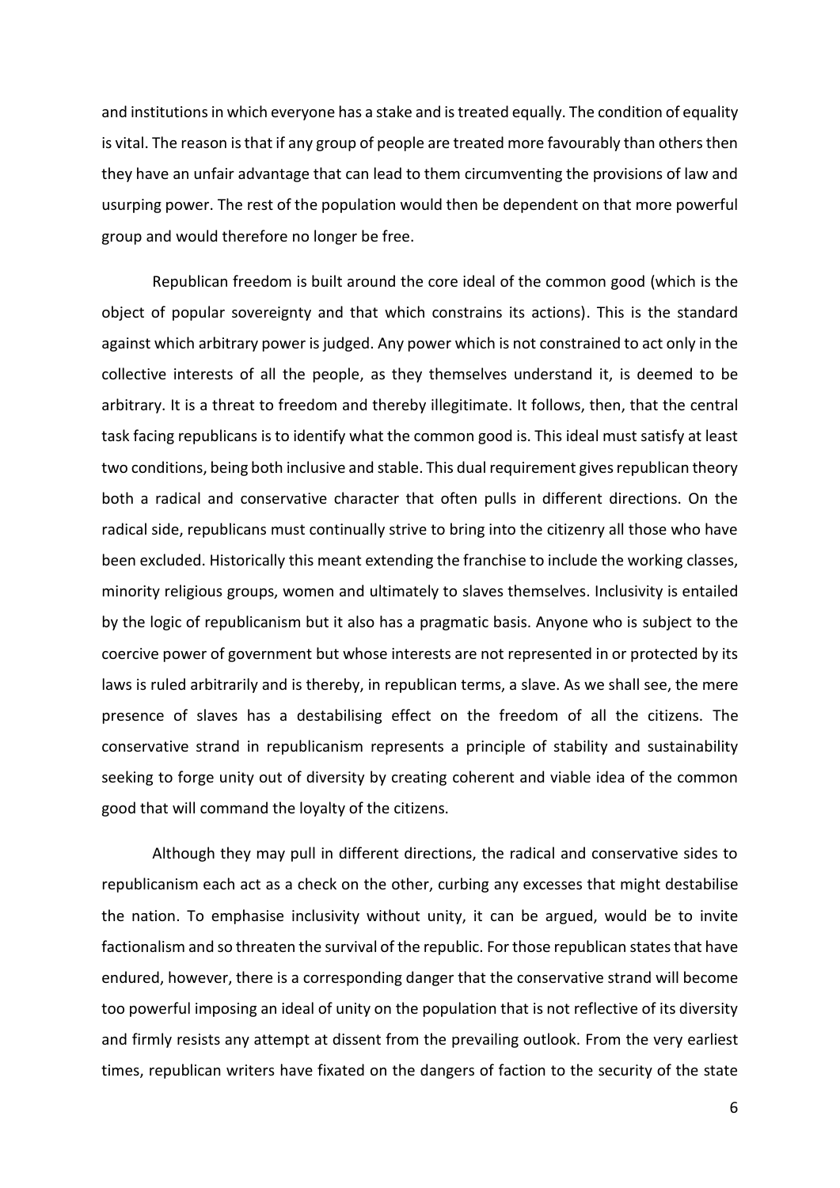and institutions in which everyone has a stake and is treated equally. The condition of equality is vital. The reason is that if any group of people are treated more favourably than others then they have an unfair advantage that can lead to them circumventing the provisions of law and usurping power. The rest of the population would then be dependent on that more powerful group and would therefore no longer be free.

Republican freedom is built around the core ideal of the common good (which is the object of popular sovereignty and that which constrains its actions). This is the standard against which arbitrary power is judged. Any power which is not constrained to act only in the collective interests of all the people, as they themselves understand it, is deemed to be arbitrary. It is a threat to freedom and thereby illegitimate. It follows, then, that the central task facing republicans is to identify what the common good is. This ideal must satisfy at least two conditions, being both inclusive and stable. This dual requirement gives republican theory both a radical and conservative character that often pulls in different directions. On the radical side, republicans must continually strive to bring into the citizenry all those who have been excluded. Historically this meant extending the franchise to include the working classes, minority religious groups, women and ultimately to slaves themselves. Inclusivity is entailed by the logic of republicanism but it also has a pragmatic basis. Anyone who is subject to the coercive power of government but whose interests are not represented in or protected by its laws is ruled arbitrarily and is thereby, in republican terms, a slave. As we shall see, the mere presence of slaves has a destabilising effect on the freedom of all the citizens. The conservative strand in republicanism represents a principle of stability and sustainability seeking to forge unity out of diversity by creating coherent and viable idea of the common good that will command the loyalty of the citizens.

Although they may pull in different directions, the radical and conservative sides to republicanism each act as a check on the other, curbing any excesses that might destabilise the nation. To emphasise inclusivity without unity, it can be argued, would be to invite factionalism and so threaten the survival of the republic. For those republican states that have endured, however, there is a corresponding danger that the conservative strand will become too powerful imposing an ideal of unity on the population that is not reflective of its diversity and firmly resists any attempt at dissent from the prevailing outlook. From the very earliest times, republican writers have fixated on the dangers of faction to the security of the state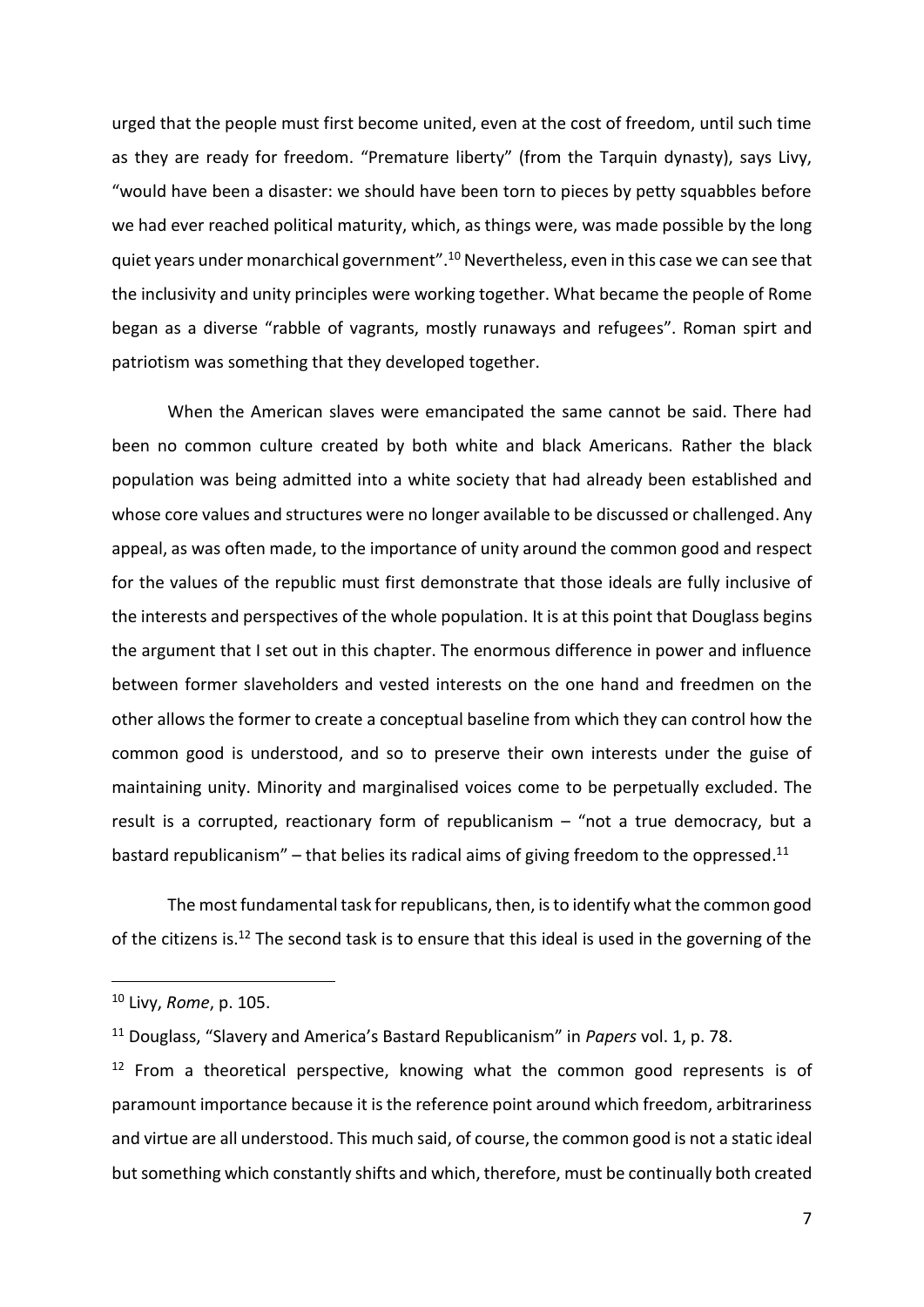urged that the people must first become united, even at the cost of freedom, until such time as they are ready for freedom. "Premature liberty" (from the Tarquin dynasty), says Livy, "would have been a disaster: we should have been torn to pieces by petty squabbles before we had ever reached political maturity, which, as things were, was made possible by the long quiet years under monarchical government".[10] Nevertheless, even in this case we can see that the inclusivity and unity principles were working together. What became the people of Rome began as a diverse "rabble of vagrants, mostly runaways and refugees". Roman spirt and patriotism was something that they developed together.

When the American slaves were emancipated the same cannot be said. There had been no common culture created by both white and black Americans. Rather the black population was being admitted into a white society that had already been established and whose core values and structures were no longer available to be discussed or challenged. Any appeal, as was often made, to the importance of unity around the common good and respect for the values of the republic must first demonstrate that those ideals are fully inclusive of the interests and perspectives of the whole population. It is at this point that Douglass begins the argument that I set out in this chapter. The enormous difference in power and influence between former slaveholders and vested interests on the one hand and freedmen on the other allows the former to create a conceptual baseline from which they can control how the common good is understood, and so to preserve their own interests under the guise of maintaining unity. Minority and marginalised voices come to be perpetually excluded. The result is a corrupted, reactionary form of republicanism – "not a true democracy, but a bastard republicanism" – that belies its radical aims of giving freedom to the oppressed.[11]

The most fundamental task for republicans, then, is to identify what the common good of the citizens is.[12] The second task is to ensure that this ideal is used in the governing of the

---

[10] Livy, *Rome*, p. 105.

[11] Douglass, "Slavery and America's Bastard Republicanism" in *Papers* vol. 1, p. 78.

[12] From a theoretical perspective, knowing what the common good represents is of paramount importance because it is the reference point around which freedom, arbitrariness and virtue are all understood. This much said, of course, the common good is not a static ideal but something which constantly shifts and which, therefore, must be continually both created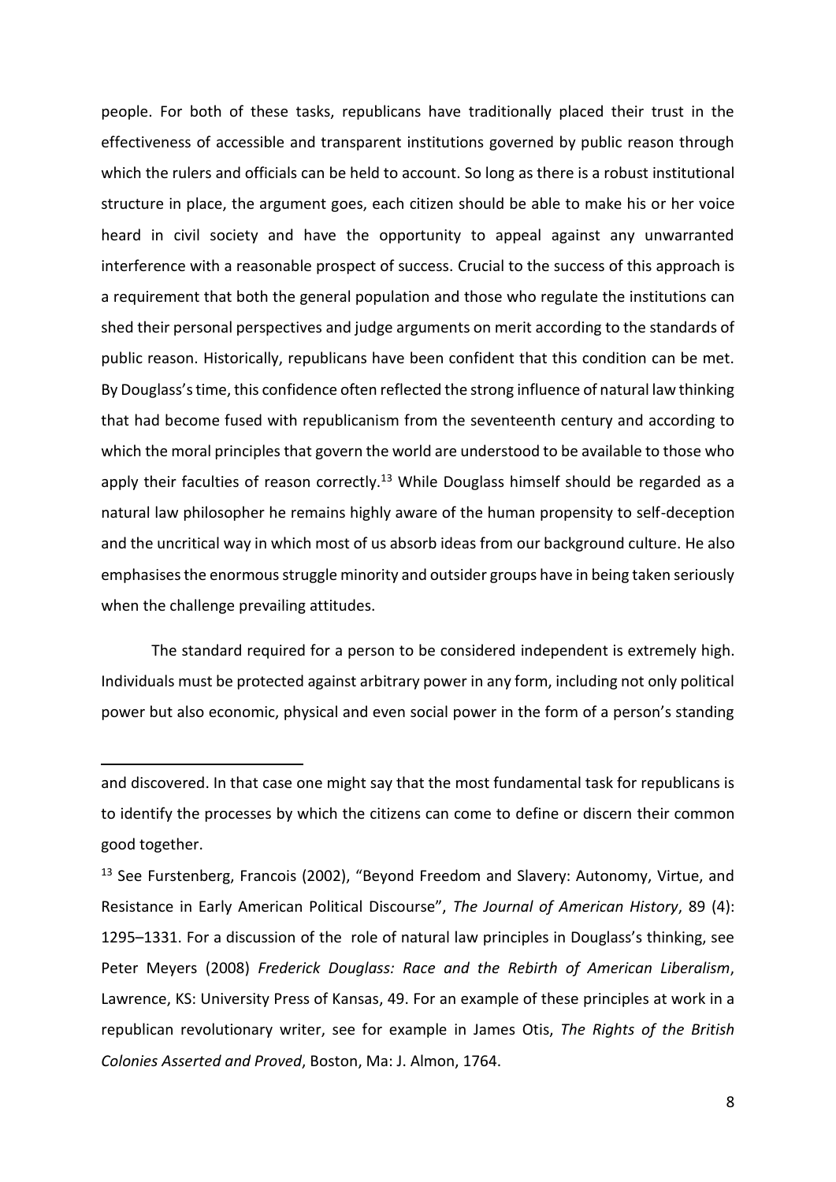people. For both of these tasks, republicans have traditionally placed their trust in the effectiveness of accessible and transparent institutions governed by public reason through which the rulers and officials can be held to account. So long as there is a robust institutional structure in place, the argument goes, each citizen should be able to make his or her voice heard in civil society and have the opportunity to appeal against any unwarranted interference with a reasonable prospect of success. Crucial to the success of this approach is a requirement that both the general population and those who regulate the institutions can shed their personal perspectives and judge arguments on merit according to the standards of public reason. Historically, republicans have been confident that this condition can be met. By Douglass's time, this confidence often reflected the strong influence of natural law thinking that had become fused with republicanism from the seventeenth century and according to which the moral principles that govern the world are understood to be available to those who apply their faculties of reason correctly.[13] While Douglass himself should be regarded as a natural law philosopher he remains highly aware of the human propensity to self-deception and the uncritical way in which most of us absorb ideas from our background culture. He also emphasises the enormous struggle minority and outsider groups have in being taken seriously when the challenge prevailing attitudes.

The standard required for a person to be considered independent is extremely high. Individuals must be protected against arbitrary power in any form, including not only political power but also economic, physical and even social power in the form of a person's standing

---

and discovered. In that case one might say that the most fundamental task for republicans is to identify the processes by which the citizens can come to define or discern their common good together.

[13] See Furstenberg, Francois (2002), "Beyond Freedom and Slavery: Autonomy, Virtue, and Resistance in Early American Political Discourse", *The Journal of American History*, 89 (4): 1295–1331. For a discussion of the role of natural law principles in Douglass's thinking, see Peter Meyers (2008) *Frederick Douglass: Race and the Rebirth of American Liberalism*, Lawrence, KS: University Press of Kansas, 49. For an example of these principles at work in a republican revolutionary writer, see for example in James Otis, *The Rights of the British Colonies Asserted and Proved*, Boston, Ma: J. Almon, 1764.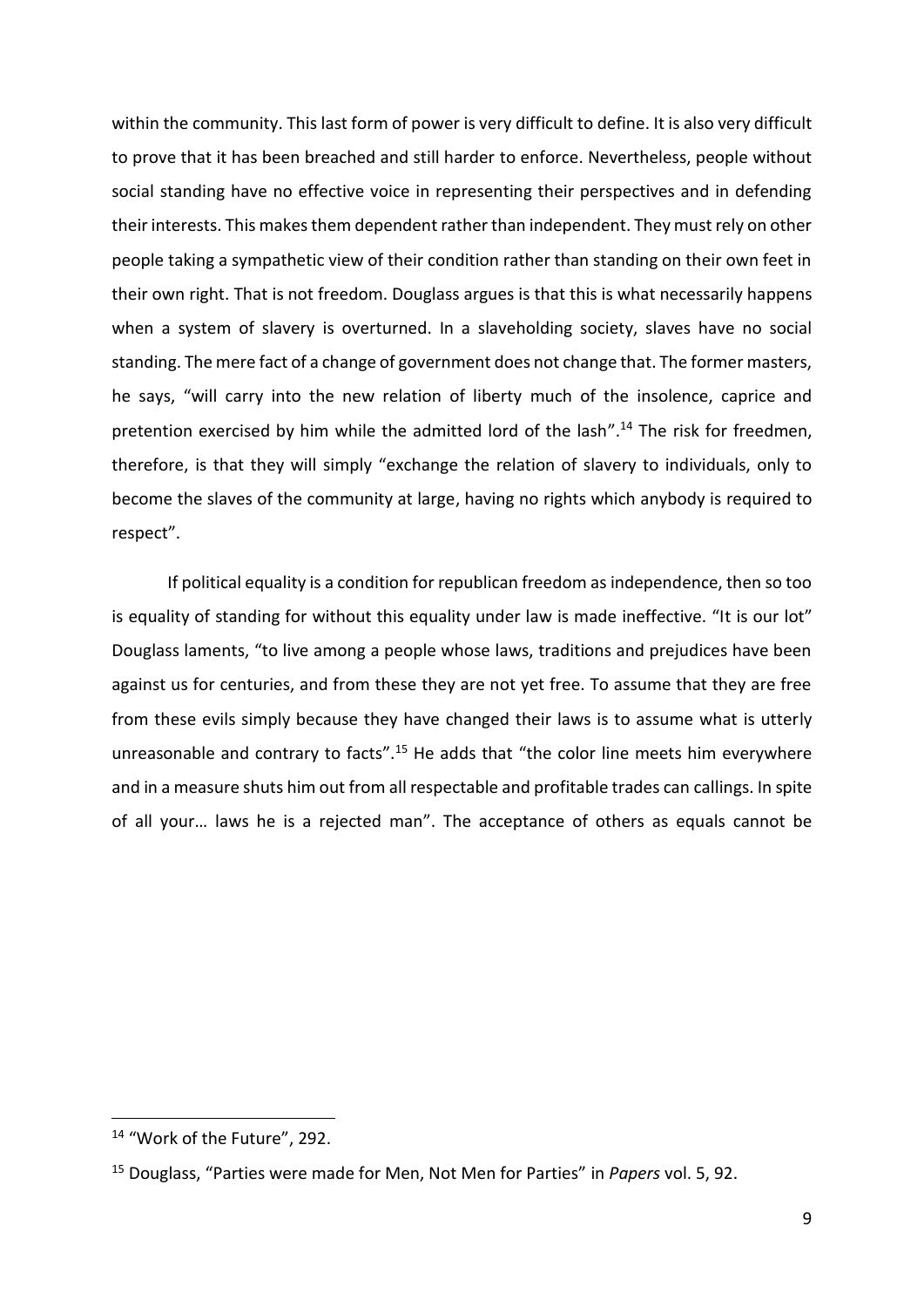within the community. This last form of power is very difficult to define. It is also very difficult to prove that it has been breached and still harder to enforce. Nevertheless, people without social standing have no effective voice in representing their perspectives and in defending their interests. This makes them dependent rather than independent. They must rely on other people taking a sympathetic view of their condition rather than standing on their own feet in their own right. That is not freedom. Douglass argues is that this is what necessarily happens when a system of slavery is overturned. In a slaveholding society, slaves have no social standing. The mere fact of a change of government does not change that. The former masters, he says, "will carry into the new relation of liberty much of the insolence, caprice and pretention exercised by him while the admitted lord of the lash".[14] The risk for freedmen, therefore, is that they will simply "exchange the relation of slavery to individuals, only to become the slaves of the community at large, having no rights which anybody is required to respect".

If political equality is a condition for republican freedom as independence, then so too is equality of standing for without this equality under law is made ineffective. "It is our lot" Douglass laments, "to live among a people whose laws, traditions and prejudices have been against us for centuries, and from these they are not yet free. To assume that they are free from these evils simply because they have changed their laws is to assume what is utterly unreasonable and contrary to facts".[15] He adds that "the color line meets him everywhere and in a measure shuts him out from all respectable and profitable trades can callings. In spite of all your… laws he is a rejected man". The acceptance of others as equals cannot be

[14] "Work of the Future", 292.

[15] Douglass, "Parties were made for Men, Not Men for Parties" in *Papers* vol. 5, 92.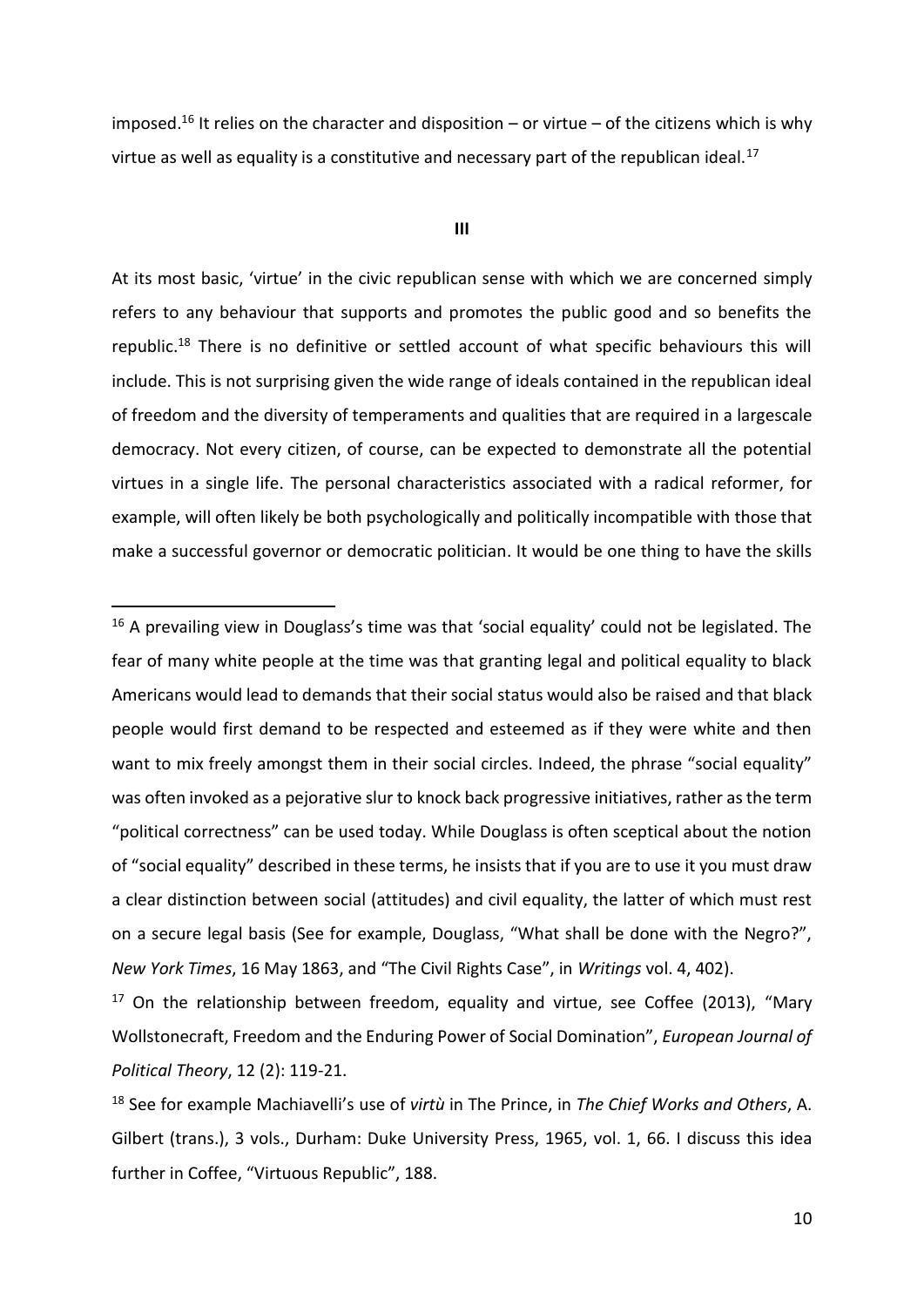imposed.[16] It relies on the character and disposition – or virtue – of the citizens which is why virtue as well as equality is a constitutive and necessary part of the republican ideal.[17]

## III

At its most basic, 'virtue' in the civic republican sense with which we are concerned simply refers to any behaviour that supports and promotes the public good and so benefits the republic.[18] There is no definitive or settled account of what specific behaviours this will include. This is not surprising given the wide range of ideals contained in the republican ideal of freedom and the diversity of temperaments and qualities that are required in a largescale democracy. Not every citizen, of course, can be expected to demonstrate all the potential virtues in a single life. The personal characteristics associated with a radical reformer, for example, will often likely be both psychologically and politically incompatible with those that make a successful governor or democratic politician. It would be one thing to have the skills

---

[16] A prevailing view in Douglass's time was that 'social equality' could not be legislated. The fear of many white people at the time was that granting legal and political equality to black Americans would lead to demands that their social status would also be raised and that black people would first demand to be respected and esteemed as if they were white and then want to mix freely amongst them in their social circles. Indeed, the phrase "social equality" was often invoked as a pejorative slur to knock back progressive initiatives, rather as the term "political correctness" can be used today. While Douglass is often sceptical about the notion of "social equality" described in these terms, he insists that if you are to use it you must draw a clear distinction between social (attitudes) and civil equality, the latter of which must rest on a secure legal basis (See for example, Douglass, "What shall be done with the Negro?", *New York Times*, 16 May 1863, and "The Civil Rights Case", in *Writings* vol. 4, 402).

[17] On the relationship between freedom, equality and virtue, see Coffee (2013), "Mary Wollstonecraft, Freedom and the Enduring Power of Social Domination", *European Journal of Political Theory*, 12 (2): 119-21.

[18] See for example Machiavelli's use of *virtù* in The Prince, in *The Chief Works and Others*, A. Gilbert (trans.), 3 vols., Durham: Duke University Press, 1965, vol. 1, 66. I discuss this idea further in Coffee, "Virtuous Republic", 188.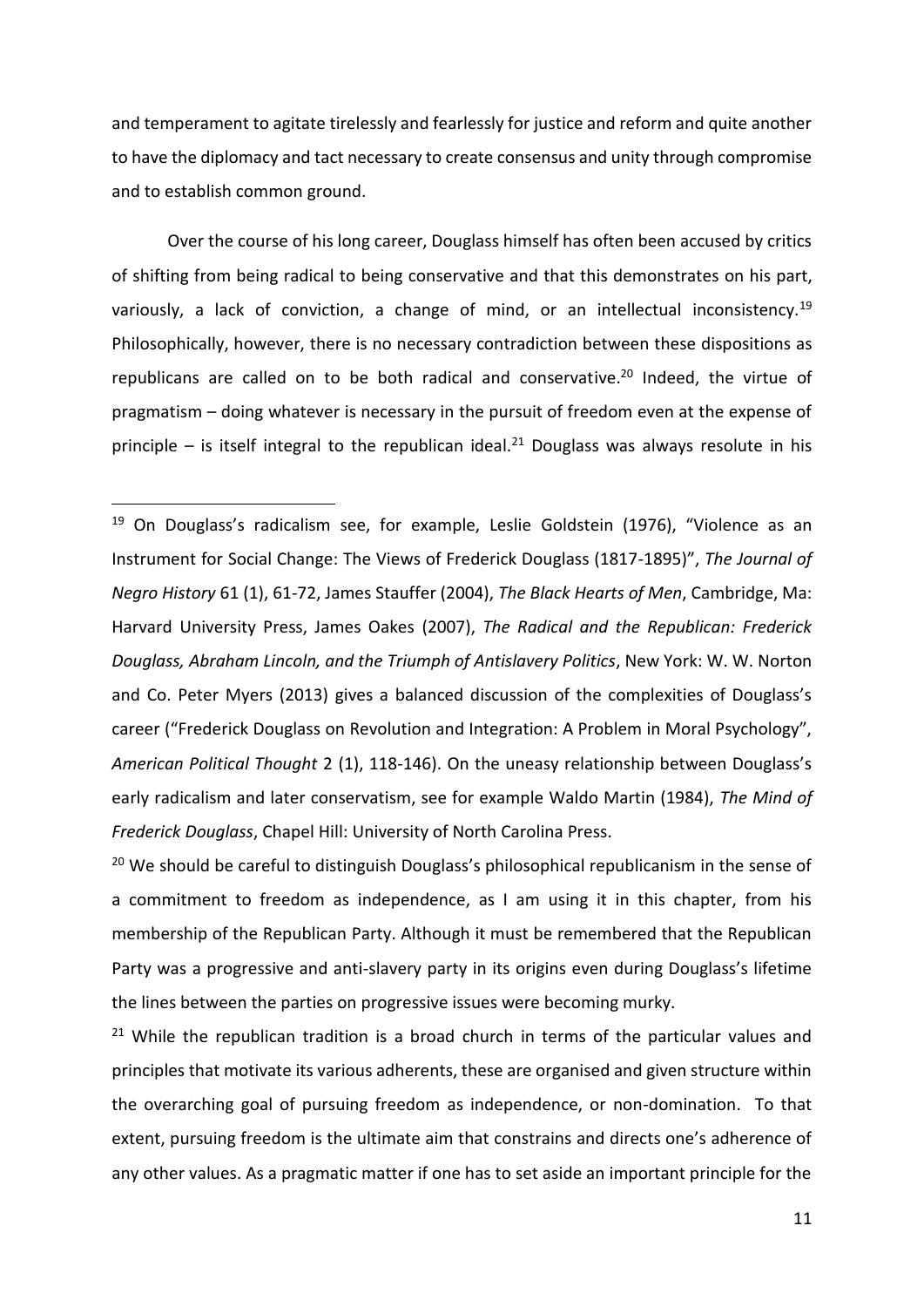and temperament to agitate tirelessly and fearlessly for justice and reform and quite another to have the diplomacy and tact necessary to create consensus and unity through compromise and to establish common ground.

Over the course of his long career, Douglass himself has often been accused by critics of shifting from being radical to being conservative and that this demonstrates on his part, variously, a lack of conviction, a change of mind, or an intellectual inconsistency.[19] Philosophically, however, there is no necessary contradiction between these dispositions as republicans are called on to be both radical and conservative.[20] Indeed, the virtue of pragmatism – doing whatever is necessary in the pursuit of freedom even at the expense of principle – is itself integral to the republican ideal.[21] Douglass was always resolute in his

---

[19] On Douglass's radicalism see, for example, Leslie Goldstein (1976), "Violence as an Instrument for Social Change: The Views of Frederick Douglass (1817-1895)", *The Journal of Negro History* 61 (1), 61-72, James Stauffer (2004), *The Black Hearts of Men*, Cambridge, Ma: Harvard University Press, James Oakes (2007), *The Radical and the Republican: Frederick Douglass, Abraham Lincoln, and the Triumph of Antislavery Politics*, New York: W. W. Norton and Co. Peter Myers (2013) gives a balanced discussion of the complexities of Douglass's career ("Frederick Douglass on Revolution and Integration: A Problem in Moral Psychology", *American Political Thought* 2 (1), 118-146). On the uneasy relationship between Douglass's early radicalism and later conservatism, see for example Waldo Martin (1984), *The Mind of Frederick Douglass*, Chapel Hill: University of North Carolina Press.

[20] We should be careful to distinguish Douglass's philosophical republicanism in the sense of a commitment to freedom as independence, as I am using it in this chapter, from his membership of the Republican Party. Although it must be remembered that the Republican Party was a progressive and anti-slavery party in its origins even during Douglass's lifetime the lines between the parties on progressive issues were becoming murky.

[21] While the republican tradition is a broad church in terms of the particular values and principles that motivate its various adherents, these are organised and given structure within the overarching goal of pursuing freedom as independence, or non-domination. To that extent, pursuing freedom is the ultimate aim that constrains and directs one's adherence of any other values. As a pragmatic matter if one has to set aside an important principle for the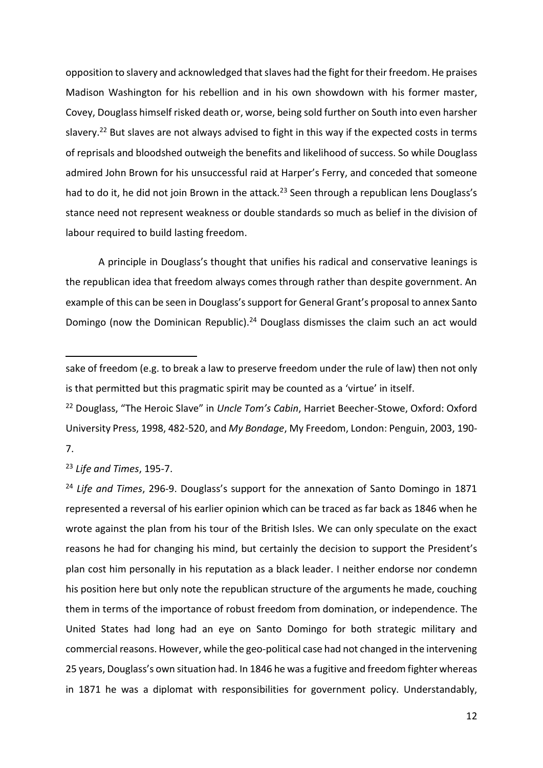opposition to slavery and acknowledged that slaves had the fight for their freedom. He praises Madison Washington for his rebellion and in his own showdown with his former master, Covey, Douglass himself risked death or, worse, being sold further on South into even harsher slavery.[22] But slaves are not always advised to fight in this way if the expected costs in terms of reprisals and bloodshed outweigh the benefits and likelihood of success. So while Douglass admired John Brown for his unsuccessful raid at Harper's Ferry, and conceded that someone had to do it, he did not join Brown in the attack.[23] Seen through a republican lens Douglass's stance need not represent weakness or double standards so much as belief in the division of labour required to build lasting freedom.

A principle in Douglass's thought that unifies his radical and conservative leanings is the republican idea that freedom always comes through rather than despite government. An example of this can be seen in Douglass's support for General Grant's proposal to annex Santo Domingo (now the Dominican Republic).[24] Douglass dismisses the claim such an act would

---

sake of freedom (e.g. to break a law to preserve freedom under the rule of law) then not only is that permitted but this pragmatic spirit may be counted as a 'virtue' in itself.

[22] Douglass, "The Heroic Slave" in *Uncle Tom's Cabin*, Harriet Beecher-Stowe, Oxford: Oxford University Press, 1998, 482-520, and *My Bondage*, My Freedom, London: Penguin, 2003, 190-7.

[23] *Life and Times*, 195-7.

[24] *Life and Times*, 296-9. Douglass's support for the annexation of Santo Domingo in 1871 represented a reversal of his earlier opinion which can be traced as far back as 1846 when he wrote against the plan from his tour of the British Isles. We can only speculate on the exact reasons he had for changing his mind, but certainly the decision to support the President's plan cost him personally in his reputation as a black leader. I neither endorse nor condemn his position here but only note the republican structure of the arguments he made, couching them in terms of the importance of robust freedom from domination, or independence. The United States had long had an eye on Santo Domingo for both strategic military and commercial reasons. However, while the geo-political case had not changed in the intervening 25 years, Douglass's own situation had. In 1846 he was a fugitive and freedom fighter whereas in 1871 he was a diplomat with responsibilities for government policy. Understandably,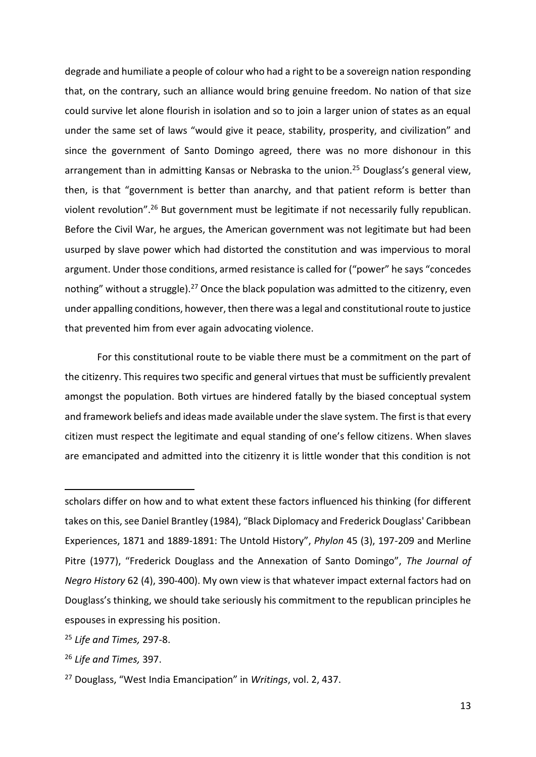degrade and humiliate a people of colour who had a right to be a sovereign nation responding that, on the contrary, such an alliance would bring genuine freedom. No nation of that size could survive let alone flourish in isolation and so to join a larger union of states as an equal under the same set of laws "would give it peace, stability, prosperity, and civilization" and since the government of Santo Domingo agreed, there was no more dishonour in this arrangement than in admitting Kansas or Nebraska to the union.[25] Douglass's general view, then, is that "government is better than anarchy, and that patient reform is better than violent revolution".[26] But government must be legitimate if not necessarily fully republican. Before the Civil War, he argues, the American government was not legitimate but had been usurped by slave power which had distorted the constitution and was impervious to moral argument. Under those conditions, armed resistance is called for ("power" he says "concedes nothing" without a struggle).[27] Once the black population was admitted to the citizenry, even under appalling conditions, however, then there was a legal and constitutional route to justice that prevented him from ever again advocating violence.

For this constitutional route to be viable there must be a commitment on the part of the citizenry. This requires two specific and general virtues that must be sufficiently prevalent amongst the population. Both virtues are hindered fatally by the biased conceptual system and framework beliefs and ideas made available under the slave system. The first is that every citizen must respect the legitimate and equal standing of one's fellow citizens. When slaves are emancipated and admitted into the citizenry it is little wonder that this condition is not

---

scholars differ on how and to what extent these factors influenced his thinking (for different takes on this, see Daniel Brantley (1984), "Black Diplomacy and Frederick Douglass' Caribbean Experiences, 1871 and 1889-1891: The Untold History", *Phylon* 45 (3), 197-209 and Merline Pitre (1977), "Frederick Douglass and the Annexation of Santo Domingo", *The Journal of Negro History* 62 (4), 390-400). My own view is that whatever impact external factors had on Douglass's thinking, we should take seriously his commitment to the republican principles he espouses in expressing his position.

[25] *Life and Times,* 297-8.

[26] *Life and Times,* 397.

[27] Douglass, "West India Emancipation" in *Writings*, vol. 2, 437.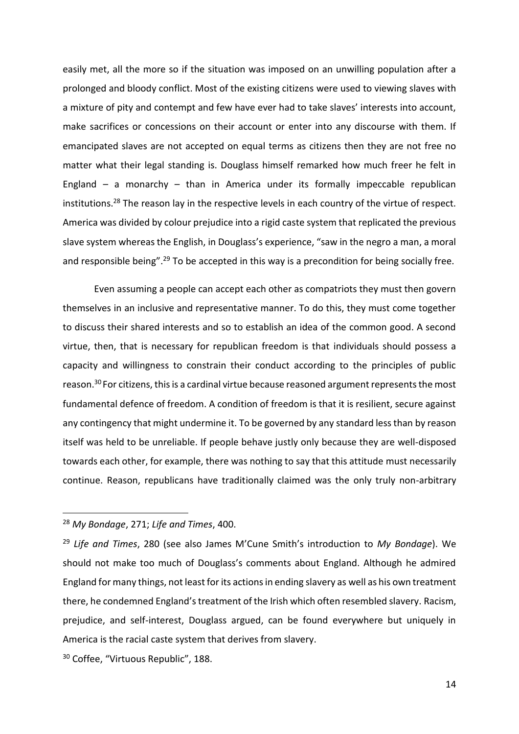easily met, all the more so if the situation was imposed on an unwilling population after a prolonged and bloody conflict. Most of the existing citizens were used to viewing slaves with a mixture of pity and contempt and few have ever had to take slaves' interests into account, make sacrifices or concessions on their account or enter into any discourse with them. If emancipated slaves are not accepted on equal terms as citizens then they are not free no matter what their legal standing is. Douglass himself remarked how much freer he felt in England – a monarchy – than in America under its formally impeccable republican institutions.[28] The reason lay in the respective levels in each country of the virtue of respect. America was divided by colour prejudice into a rigid caste system that replicated the previous slave system whereas the English, in Douglass's experience, "saw in the negro a man, a moral and responsible being".[29] To be accepted in this way is a precondition for being socially free.

Even assuming a people can accept each other as compatriots they must then govern themselves in an inclusive and representative manner. To do this, they must come together to discuss their shared interests and so to establish an idea of the common good. A second virtue, then, that is necessary for republican freedom is that individuals should possess a capacity and willingness to constrain their conduct according to the principles of public reason.[30] For citizens, this is a cardinal virtue because reasoned argument represents the most fundamental defence of freedom. A condition of freedom is that it is resilient, secure against any contingency that might undermine it. To be governed by any standard less than by reason itself was held to be unreliable. If people behave justly only because they are well-disposed towards each other, for example, there was nothing to say that this attitude must necessarily continue. Reason, republicans have traditionally claimed was the only truly non-arbitrary

---

[28] *My Bondage*, 271; *Life and Times*, 400.

[29] *Life and Times*, 280 (see also James M'Cune Smith's introduction to *My Bondage*). We should not make too much of Douglass's comments about England. Although he admired England for many things, not least for its actions in ending slavery as well as his own treatment there, he condemned England's treatment of the Irish which often resembled slavery. Racism, prejudice, and self-interest, Douglass argued, can be found everywhere but uniquely in America is the racial caste system that derives from slavery.

[30] Coffee, "Virtuous Republic", 188.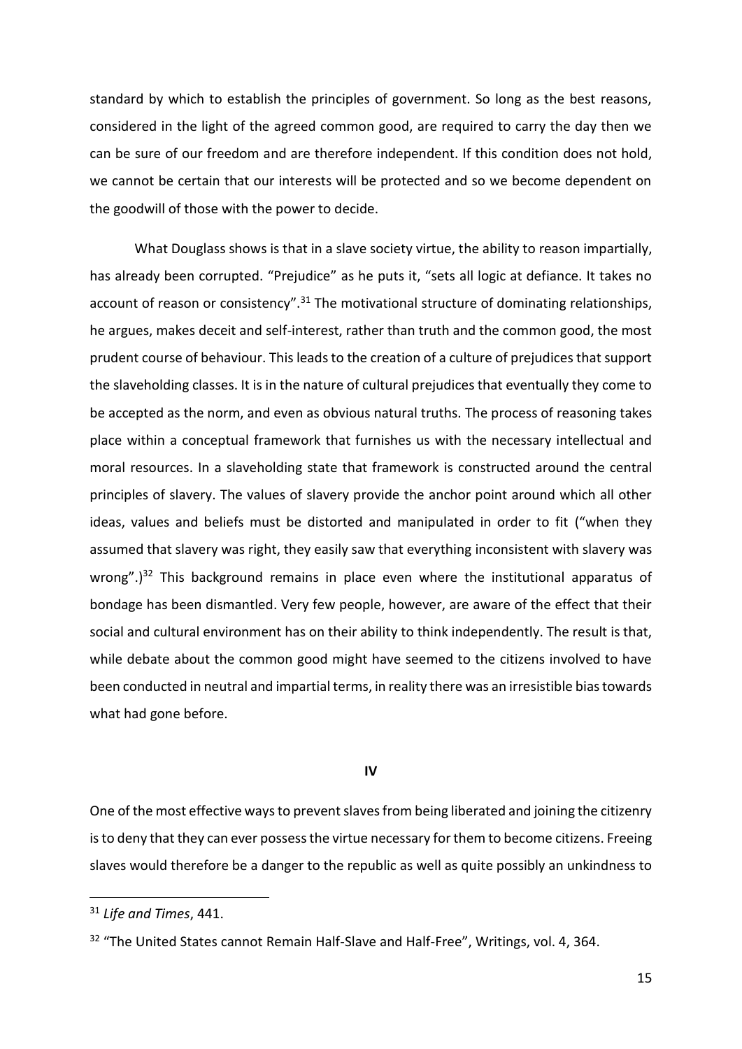standard by which to establish the principles of government. So long as the best reasons, considered in the light of the agreed common good, are required to carry the day then we can be sure of our freedom and are therefore independent. If this condition does not hold, we cannot be certain that our interests will be protected and so we become dependent on the goodwill of those with the power to decide.

What Douglass shows is that in a slave society virtue, the ability to reason impartially, has already been corrupted. "Prejudice" as he puts it, "sets all logic at defiance. It takes no account of reason or consistency".[31] The motivational structure of dominating relationships, he argues, makes deceit and self-interest, rather than truth and the common good, the most prudent course of behaviour. This leads to the creation of a culture of prejudices that support the slaveholding classes. It is in the nature of cultural prejudices that eventually they come to be accepted as the norm, and even as obvious natural truths. The process of reasoning takes place within a conceptual framework that furnishes us with the necessary intellectual and moral resources. In a slaveholding state that framework is constructed around the central principles of slavery. The values of slavery provide the anchor point around which all other ideas, values and beliefs must be distorted and manipulated in order to fit ("when they assumed that slavery was right, they easily saw that everything inconsistent with slavery was wrong".)[32] This background remains in place even where the institutional apparatus of bondage has been dismantled. Very few people, however, are aware of the effect that their social and cultural environment has on their ability to think independently. The result is that, while debate about the common good might have seemed to the citizens involved to have been conducted in neutral and impartial terms, in reality there was an irresistible bias towards what had gone before.

## IV

One of the most effective ways to prevent slaves from being liberated and joining the citizenry is to deny that they can ever possess the virtue necessary for them to become citizens. Freeing slaves would therefore be a danger to the republic as well as quite possibly an unkindness to

---

[31] *Life and Times*, 441.

[32] "The United States cannot Remain Half-Slave and Half-Free", Writings, vol. 4, 364.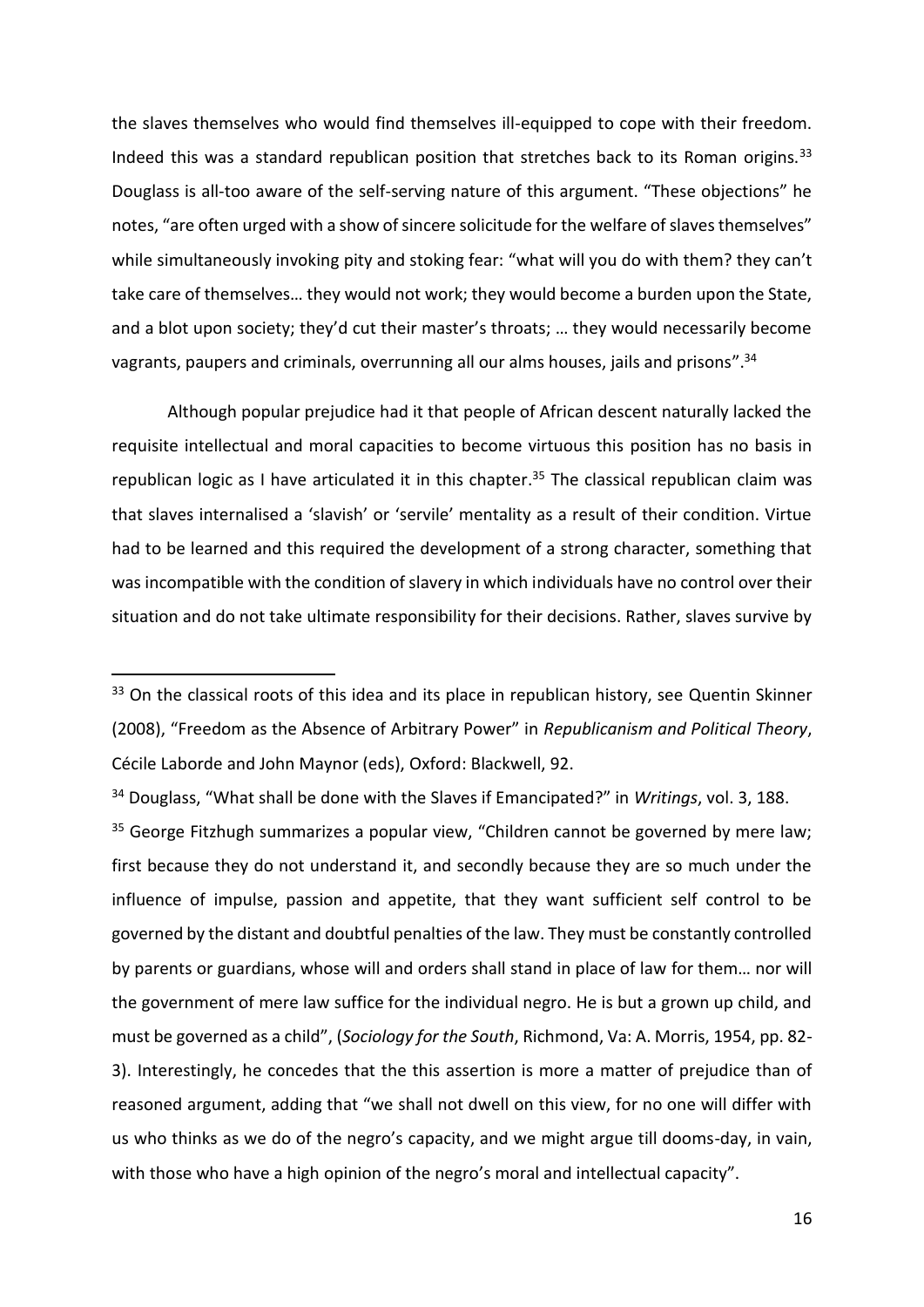the slaves themselves who would find themselves ill-equipped to cope with their freedom. Indeed this was a standard republican position that stretches back to its Roman origins.[33] Douglass is all-too aware of the self-serving nature of this argument. "These objections" he notes, "are often urged with a show of sincere solicitude for the welfare of slaves themselves" while simultaneously invoking pity and stoking fear: "what will you do with them? they can't take care of themselves… they would not work; they would become a burden upon the State, and a blot upon society; they'd cut their master's throats; … they would necessarily become vagrants, paupers and criminals, overrunning all our alms houses, jails and prisons".[34]

Although popular prejudice had it that people of African descent naturally lacked the requisite intellectual and moral capacities to become virtuous this position has no basis in republican logic as I have articulated it in this chapter.[35] The classical republican claim was that slaves internalised a 'slavish' or 'servile' mentality as a result of their condition. Virtue had to be learned and this required the development of a strong character, something that was incompatible with the condition of slavery in which individuals have no control over their situation and do not take ultimate responsibility for their decisions. Rather, slaves survive by

---

[33] On the classical roots of this idea and its place in republican history, see Quentin Skinner (2008), "Freedom as the Absence of Arbitrary Power" in *Republicanism and Political Theory*, Cécile Laborde and John Maynor (eds), Oxford: Blackwell, 92.

[34] Douglass, "What shall be done with the Slaves if Emancipated?" in *Writings*, vol. 3, 188.

[35] George Fitzhugh summarizes a popular view, "Children cannot be governed by mere law; first because they do not understand it, and secondly because they are so much under the influence of impulse, passion and appetite, that they want sufficient self control to be governed by the distant and doubtful penalties of the law. They must be constantly controlled by parents or guardians, whose will and orders shall stand in place of law for them… nor will the government of mere law suffice for the individual negro. He is but a grown up child, and must be governed as a child", (*Sociology for the South*, Richmond, Va: A. Morris, 1954, pp. 82-3). Interestingly, he concedes that the this assertion is more a matter of prejudice than of reasoned argument, adding that "we shall not dwell on this view, for no one will differ with us who thinks as we do of the negro's capacity, and we might argue till dooms-day, in vain, with those who have a high opinion of the negro's moral and intellectual capacity".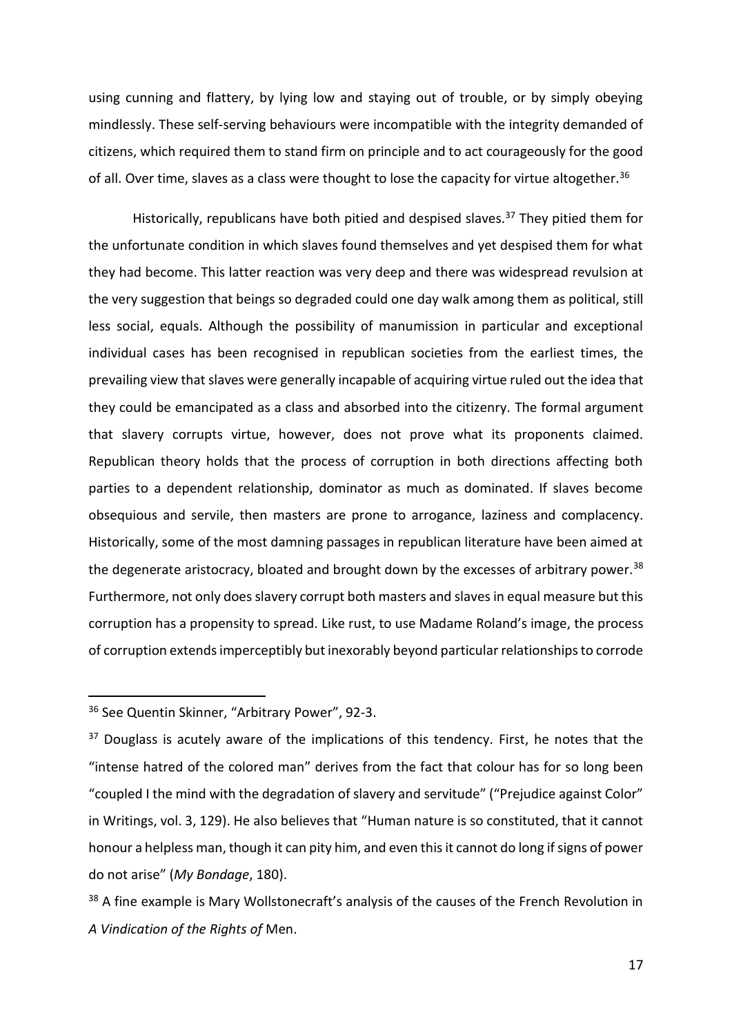using cunning and flattery, by lying low and staying out of trouble, or by simply obeying mindlessly. These self-serving behaviours were incompatible with the integrity demanded of citizens, which required them to stand firm on principle and to act courageously for the good of all. Over time, slaves as a class were thought to lose the capacity for virtue altogether.[36]

Historically, republicans have both pitied and despised slaves.[37] They pitied them for the unfortunate condition in which slaves found themselves and yet despised them for what they had become. This latter reaction was very deep and there was widespread revulsion at the very suggestion that beings so degraded could one day walk among them as political, still less social, equals. Although the possibility of manumission in particular and exceptional individual cases has been recognised in republican societies from the earliest times, the prevailing view that slaves were generally incapable of acquiring virtue ruled out the idea that they could be emancipated as a class and absorbed into the citizenry. The formal argument that slavery corrupts virtue, however, does not prove what its proponents claimed. Republican theory holds that the process of corruption in both directions affecting both parties to a dependent relationship, dominator as much as dominated. If slaves become obsequious and servile, then masters are prone to arrogance, laziness and complacency. Historically, some of the most damning passages in republican literature have been aimed at the degenerate aristocracy, bloated and brought down by the excesses of arbitrary power.[38] Furthermore, not only does slavery corrupt both masters and slaves in equal measure but this corruption has a propensity to spread. Like rust, to use Madame Roland's image, the process of corruption extends imperceptibly but inexorably beyond particular relationships to corrode

---

[36] See Quentin Skinner, "Arbitrary Power", 92-3.

[37] Douglass is acutely aware of the implications of this tendency. First, he notes that the "intense hatred of the colored man" derives from the fact that colour has for so long been "coupled I the mind with the degradation of slavery and servitude" ("Prejudice against Color" in Writings, vol. 3, 129). He also believes that "Human nature is so constituted, that it cannot honour a helpless man, though it can pity him, and even this it cannot do long if signs of power do not arise" (*My Bondage*, 180).

[38] A fine example is Mary Wollstonecraft's analysis of the causes of the French Revolution in *A Vindication of the Rights of* Men.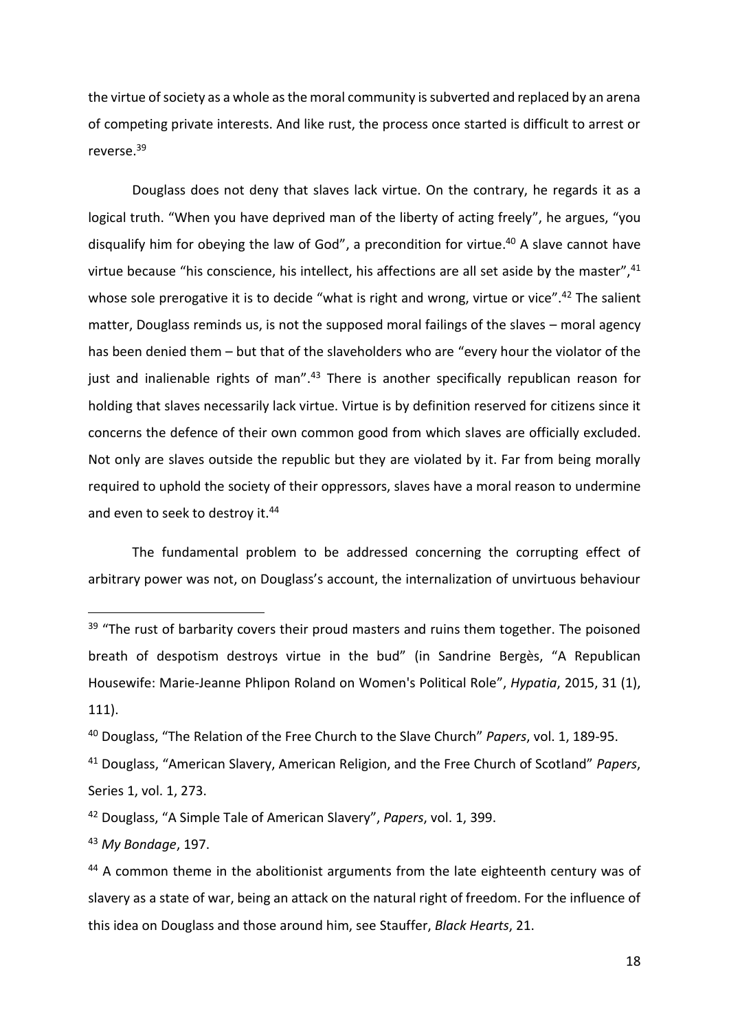the virtue of society as a whole as the moral community is subverted and replaced by an arena of competing private interests. And like rust, the process once started is difficult to arrest or reverse.[39]

Douglass does not deny that slaves lack virtue. On the contrary, he regards it as a logical truth. "When you have deprived man of the liberty of acting freely", he argues, "you disqualify him for obeying the law of God", a precondition for virtue.[40] A slave cannot have virtue because "his conscience, his intellect, his affections are all set aside by the master",[41] whose sole prerogative it is to decide "what is right and wrong, virtue or vice".[42] The salient matter, Douglass reminds us, is not the supposed moral failings of the slaves – moral agency has been denied them – but that of the slaveholders who are "every hour the violator of the just and inalienable rights of man".[43] There is another specifically republican reason for holding that slaves necessarily lack virtue. Virtue is by definition reserved for citizens since it concerns the defence of their own common good from which slaves are officially excluded. Not only are slaves outside the republic but they are violated by it. Far from being morally required to uphold the society of their oppressors, slaves have a moral reason to undermine and even to seek to destroy it.[44]

The fundamental problem to be addressed concerning the corrupting effect of arbitrary power was not, on Douglass's account, the internalization of unvirtuous behaviour

---

[39] "The rust of barbarity covers their proud masters and ruins them together. The poisoned breath of despotism destroys virtue in the bud" (in Sandrine Bergès, "A Republican Housewife: Marie-Jeanne Phlipon Roland on Women's Political Role", *Hypatia*, 2015, 31 (1), 111).

[40] Douglass, "The Relation of the Free Church to the Slave Church" *Papers*, vol. 1, 189-95.

[41] Douglass, "American Slavery, American Religion, and the Free Church of Scotland" *Papers*, Series 1, vol. 1, 273.

[42] Douglass, "A Simple Tale of American Slavery", *Papers*, vol. 1, 399.

[43] *My Bondage*, 197.

[44] A common theme in the abolitionist arguments from the late eighteenth century was of slavery as a state of war, being an attack on the natural right of freedom. For the influence of this idea on Douglass and those around him, see Stauffer, *Black Hearts*, 21.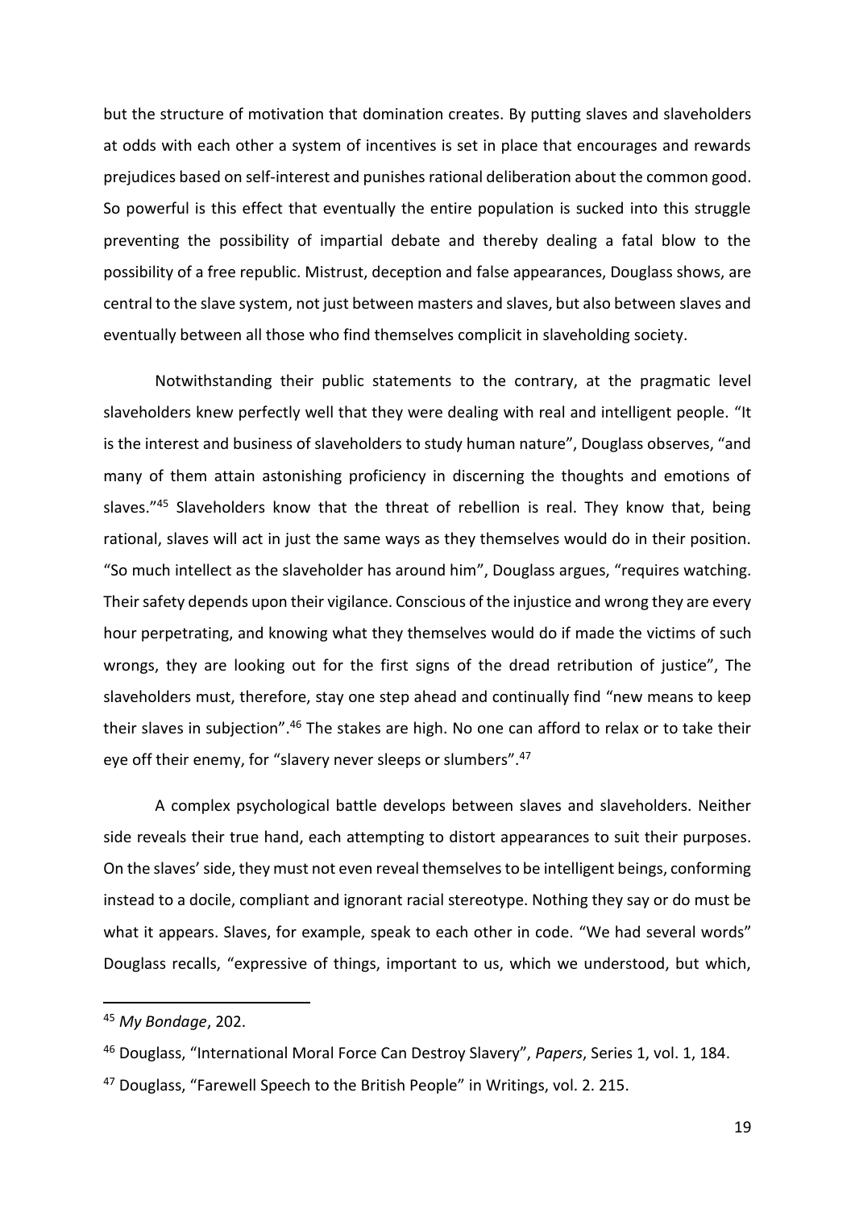but the structure of motivation that domination creates. By putting slaves and slaveholders at odds with each other a system of incentives is set in place that encourages and rewards prejudices based on self-interest and punishes rational deliberation about the common good. So powerful is this effect that eventually the entire population is sucked into this struggle preventing the possibility of impartial debate and thereby dealing a fatal blow to the possibility of a free republic. Mistrust, deception and false appearances, Douglass shows, are central to the slave system, not just between masters and slaves, but also between slaves and eventually between all those who find themselves complicit in slaveholding society.

Notwithstanding their public statements to the contrary, at the pragmatic level slaveholders knew perfectly well that they were dealing with real and intelligent people. "It is the interest and business of slaveholders to study human nature", Douglass observes, "and many of them attain astonishing proficiency in discerning the thoughts and emotions of slaves."[45] Slaveholders know that the threat of rebellion is real. They know that, being rational, slaves will act in just the same ways as they themselves would do in their position. "So much intellect as the slaveholder has around him", Douglass argues, "requires watching. Their safety depends upon their vigilance. Conscious of the injustice and wrong they are every hour perpetrating, and knowing what they themselves would do if made the victims of such wrongs, they are looking out for the first signs of the dread retribution of justice", The slaveholders must, therefore, stay one step ahead and continually find "new means to keep their slaves in subjection".[46] The stakes are high. No one can afford to relax or to take their eye off their enemy, for "slavery never sleeps or slumbers".[47]

A complex psychological battle develops between slaves and slaveholders. Neither side reveals their true hand, each attempting to distort appearances to suit their purposes. On the slaves' side, they must not even reveal themselves to be intelligent beings, conforming instead to a docile, compliant and ignorant racial stereotype. Nothing they say or do must be what it appears. Slaves, for example, speak to each other in code. "We had several words" Douglass recalls, "expressive of things, important to us, which we understood, but which,

---

[45] *My Bondage*, 202.

[46] Douglass, "International Moral Force Can Destroy Slavery", *Papers*, Series 1, vol. 1, 184.

[47] Douglass, "Farewell Speech to the British People" in Writings, vol. 2. 215.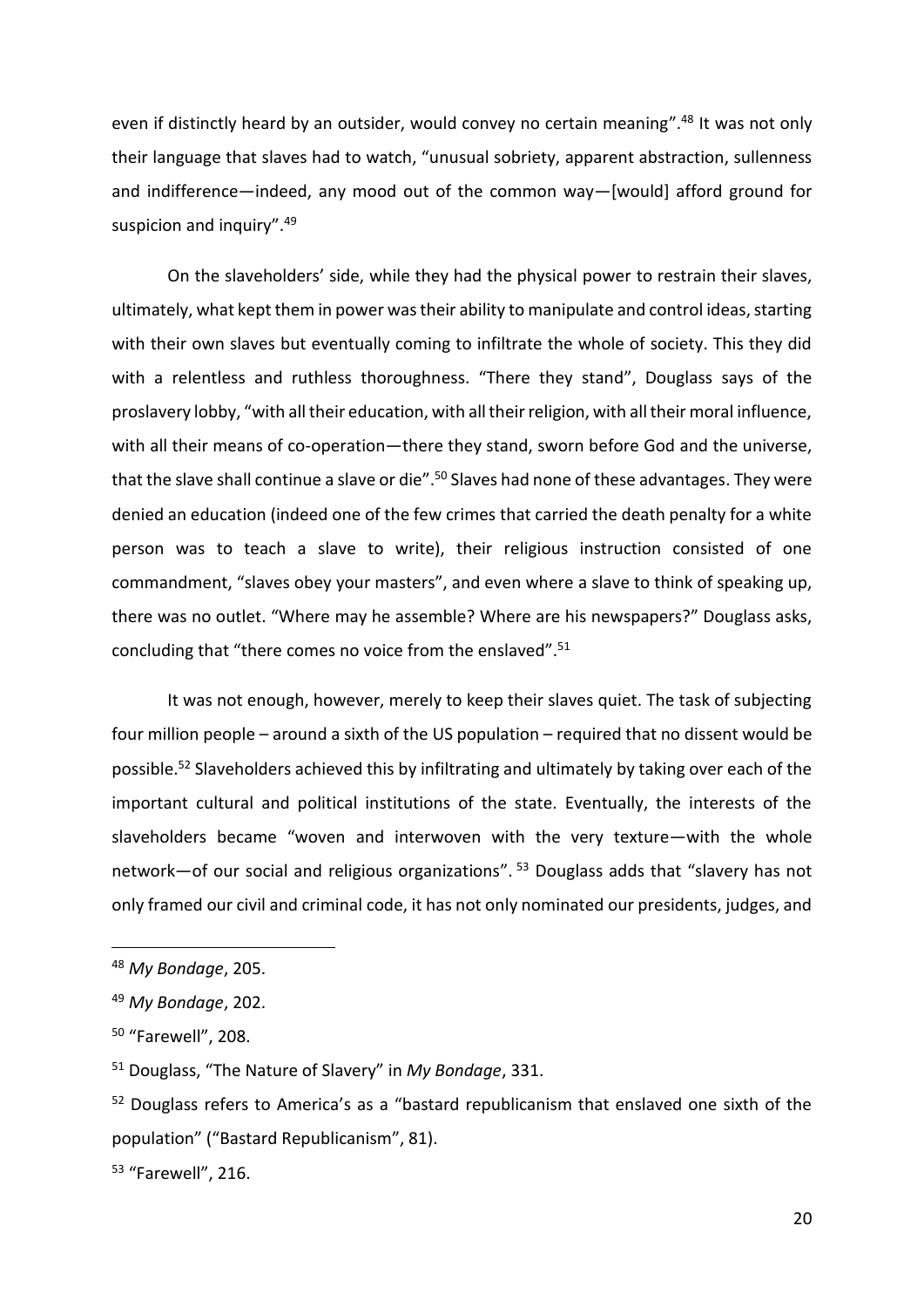even if distinctly heard by an outsider, would convey no certain meaning".[48] It was not only their language that slaves had to watch, "unusual sobriety, apparent abstraction, sullenness and indifference—indeed, any mood out of the common way—[would] afford ground for suspicion and inquiry".[49]

On the slaveholders' side, while they had the physical power to restrain their slaves, ultimately, what kept them in power was their ability to manipulate and control ideas, starting with their own slaves but eventually coming to infiltrate the whole of society. This they did with a relentless and ruthless thoroughness. "There they stand", Douglass says of the proslavery lobby, "with all their education, with all their religion, with all their moral influence, with all their means of co-operation—there they stand, sworn before God and the universe, that the slave shall continue a slave or die".[50] Slaves had none of these advantages. They were denied an education (indeed one of the few crimes that carried the death penalty for a white person was to teach a slave to write), their religious instruction consisted of one commandment, "slaves obey your masters", and even where a slave to think of speaking up, there was no outlet. "Where may he assemble? Where are his newspapers?" Douglass asks, concluding that "there comes no voice from the enslaved".[51]

It was not enough, however, merely to keep their slaves quiet. The task of subjecting four million people – around a sixth of the US population – required that no dissent would be possible.[52] Slaveholders achieved this by infiltrating and ultimately by taking over each of the important cultural and political institutions of the state. Eventually, the interests of the slaveholders became "woven and interwoven with the very texture—with the whole network—of our social and religious organizations".[53] Douglass adds that "slavery has not only framed our civil and criminal code, it has not only nominated our presidents, judges, and

---

[48] *My Bondage*, 205.

[49] *My Bondage*, 202.

[50] "Farewell", 208.

[51] Douglass, "The Nature of Slavery" in *My Bondage*, 331.

[52] Douglass refers to America's as a "bastard republicanism that enslaved one sixth of the population" ("Bastard Republicanism", 81).

[53] "Farewell", 216.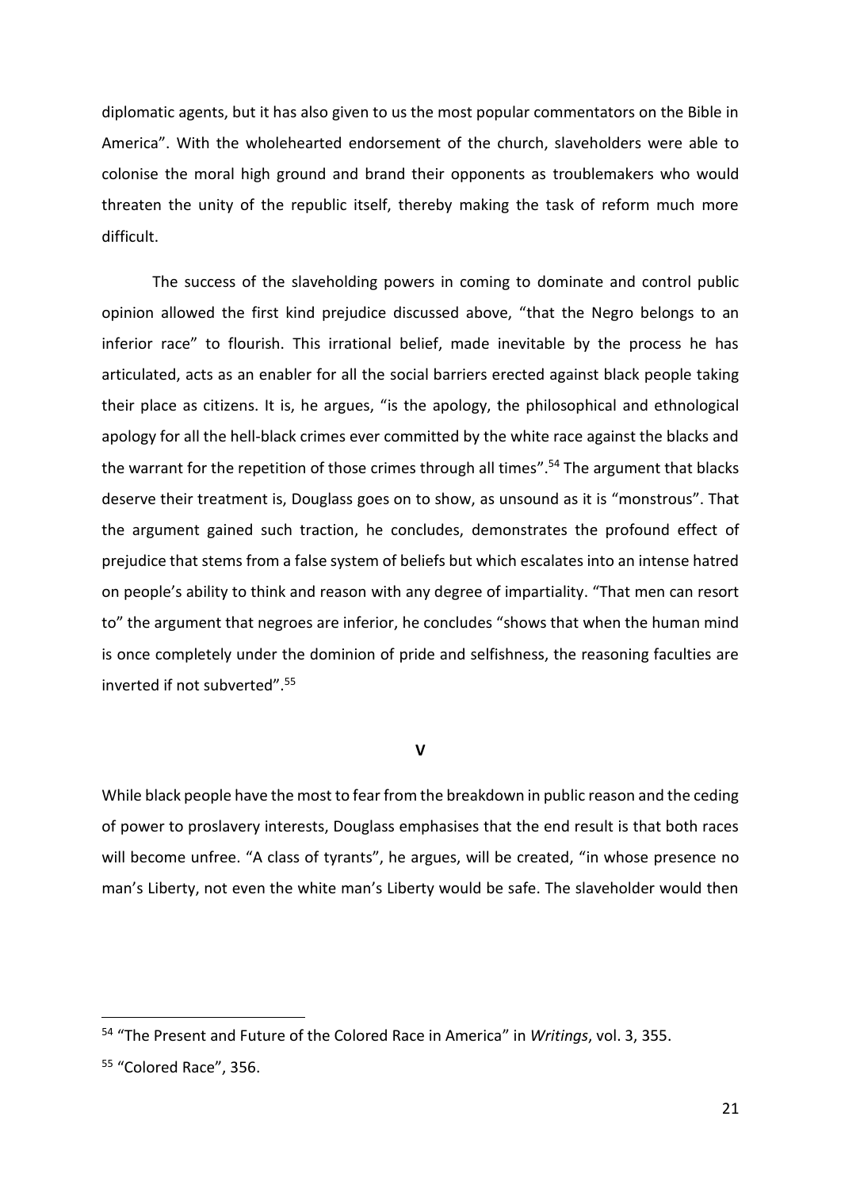diplomatic agents, but it has also given to us the most popular commentators on the Bible in America". With the wholehearted endorsement of the church, slaveholders were able to colonise the moral high ground and brand their opponents as troublemakers who would threaten the unity of the republic itself, thereby making the task of reform much more difficult.

The success of the slaveholding powers in coming to dominate and control public opinion allowed the first kind prejudice discussed above, "that the Negro belongs to an inferior race" to flourish. This irrational belief, made inevitable by the process he has articulated, acts as an enabler for all the social barriers erected against black people taking their place as citizens. It is, he argues, "is the apology, the philosophical and ethnological apology for all the hell-black crimes ever committed by the white race against the blacks and the warrant for the repetition of those crimes through all times".[54] The argument that blacks deserve their treatment is, Douglass goes on to show, as unsound as it is "monstrous". That the argument gained such traction, he concludes, demonstrates the profound effect of prejudice that stems from a false system of beliefs but which escalates into an intense hatred on people's ability to think and reason with any degree of impartiality. "That men can resort to" the argument that negroes are inferior, he concludes "shows that when the human mind is once completely under the dominion of pride and selfishness, the reasoning faculties are inverted if not subverted".[55]

## V

While black people have the most to fear from the breakdown in public reason and the ceding of power to proslavery interests, Douglass emphasises that the end result is that both races will become unfree. "A class of tyrants", he argues, will be created, "in whose presence no man's Liberty, not even the white man's Liberty would be safe. The slaveholder would then

---

[54] "The Present and Future of the Colored Race in America" in *Writings*, vol. 3, 355.

[55] "Colored Race", 356.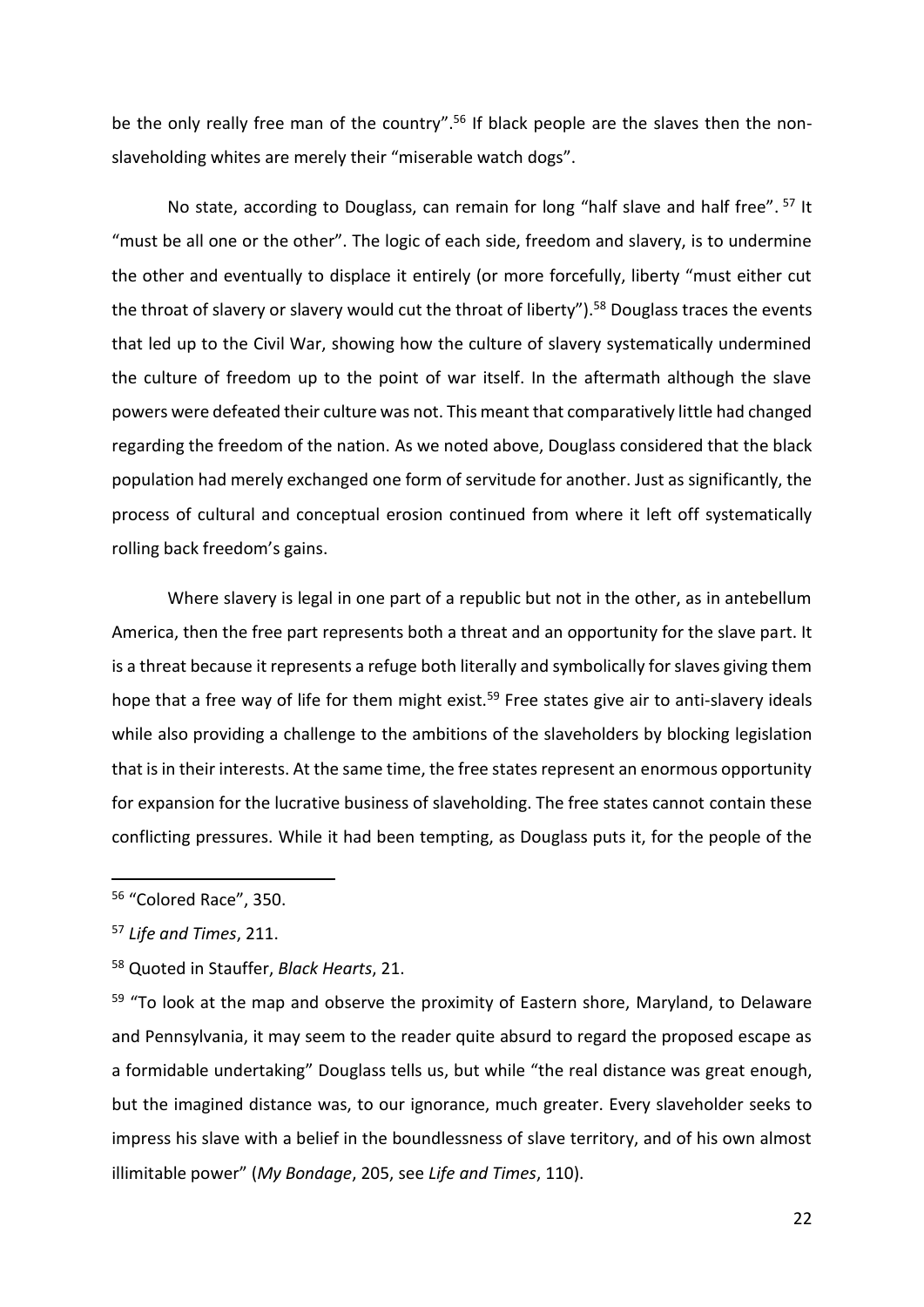be the only really free man of the country".[56] If black people are the slaves then the non-slaveholding whites are merely their "miserable watch dogs".

No state, according to Douglass, can remain for long "half slave and half free". [57] It "must be all one or the other". The logic of each side, freedom and slavery, is to undermine the other and eventually to displace it entirely (or more forcefully, liberty "must either cut the throat of slavery or slavery would cut the throat of liberty").[58] Douglass traces the events that led up to the Civil War, showing how the culture of slavery systematically undermined the culture of freedom up to the point of war itself. In the aftermath although the slave powers were defeated their culture was not. This meant that comparatively little had changed regarding the freedom of the nation. As we noted above, Douglass considered that the black population had merely exchanged one form of servitude for another. Just as significantly, the process of cultural and conceptual erosion continued from where it left off systematically rolling back freedom's gains.

Where slavery is legal in one part of a republic but not in the other, as in antebellum America, then the free part represents both a threat and an opportunity for the slave part. It is a threat because it represents a refuge both literally and symbolically for slaves giving them hope that a free way of life for them might exist.[59] Free states give air to anti-slavery ideals while also providing a challenge to the ambitions of the slaveholders by blocking legislation that is in their interests. At the same time, the free states represent an enormous opportunity for expansion for the lucrative business of slaveholding. The free states cannot contain these conflicting pressures. While it had been tempting, as Douglass puts it, for the people of the

---

[56] "Colored Race", 350.

[57] *Life and Times*, 211.

[58] Quoted in Stauffer, *Black Hearts*, 21.

[59] "To look at the map and observe the proximity of Eastern shore, Maryland, to Delaware and Pennsylvania, it may seem to the reader quite absurd to regard the proposed escape as a formidable undertaking" Douglass tells us, but while "the real distance was great enough, but the imagined distance was, to our ignorance, much greater. Every slaveholder seeks to impress his slave with a belief in the boundlessness of slave territory, and of his own almost illimitable power" (*My Bondage*, 205, see *Life and Times*, 110).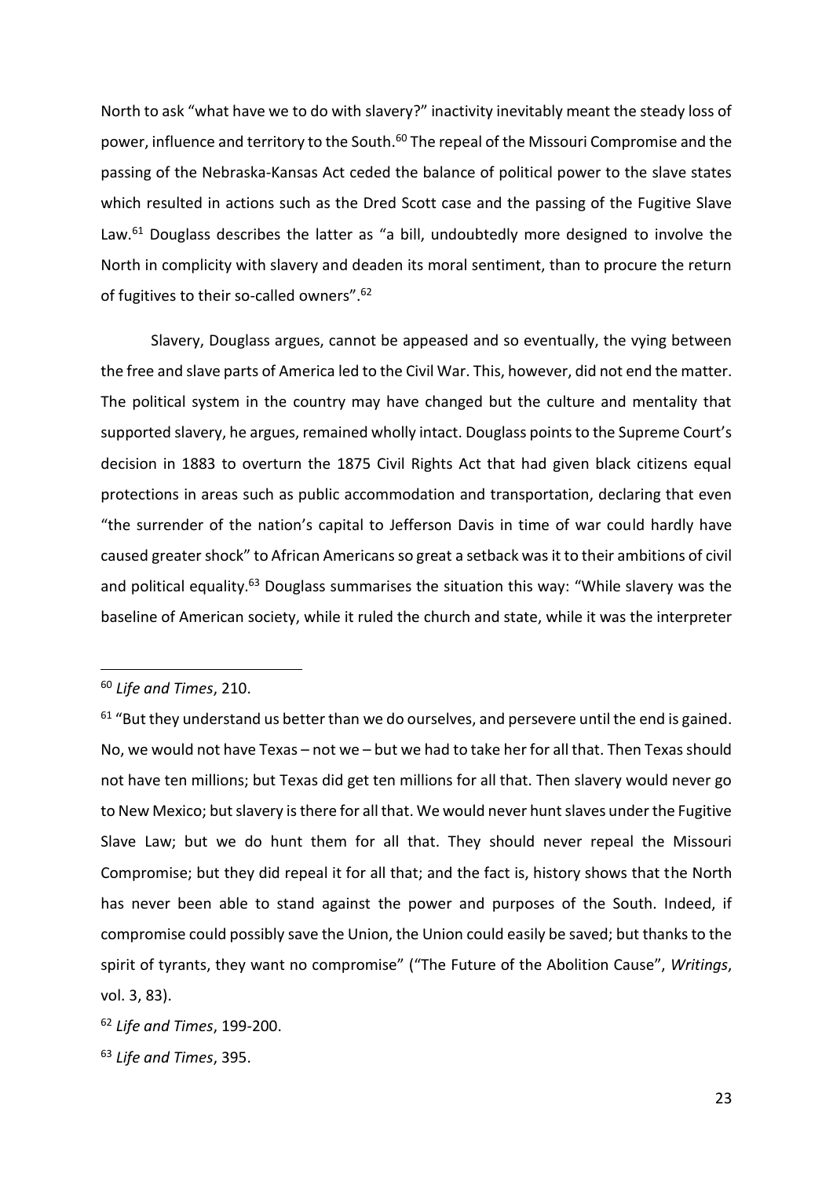North to ask "what have we to do with slavery?" inactivity inevitably meant the steady loss of power, influence and territory to the South.[60] The repeal of the Missouri Compromise and the passing of the Nebraska-Kansas Act ceded the balance of political power to the slave states which resulted in actions such as the Dred Scott case and the passing of the Fugitive Slave Law.[61] Douglass describes the latter as "a bill, undoubtedly more designed to involve the North in complicity with slavery and deaden its moral sentiment, than to procure the return of fugitives to their so-called owners".[62]

Slavery, Douglass argues, cannot be appeased and so eventually, the vying between the free and slave parts of America led to the Civil War. This, however, did not end the matter. The political system in the country may have changed but the culture and mentality that supported slavery, he argues, remained wholly intact. Douglass points to the Supreme Court's decision in 1883 to overturn the 1875 Civil Rights Act that had given black citizens equal protections in areas such as public accommodation and transportation, declaring that even "the surrender of the nation's capital to Jefferson Davis in time of war could hardly have caused greater shock" to African Americans so great a setback was it to their ambitions of civil and political equality.[63] Douglass summarises the situation this way: "While slavery was the baseline of American society, while it ruled the church and state, while it was the interpreter

---

[60] *Life and Times*, 210.

[61] "But they understand us better than we do ourselves, and persevere until the end is gained. No, we would not have Texas – not we – but we had to take her for all that. Then Texas should not have ten millions; but Texas did get ten millions for all that. Then slavery would never go to New Mexico; but slavery is there for all that. We would never hunt slaves under the Fugitive Slave Law; but we do hunt them for all that. They should never repeal the Missouri Compromise; but they did repeal it for all that; and the fact is, history shows that the North has never been able to stand against the power and purposes of the South. Indeed, if compromise could possibly save the Union, the Union could easily be saved; but thanks to the spirit of tyrants, they want no compromise" ("The Future of the Abolition Cause", *Writings*, vol. 3, 83).

[62] *Life and Times*, 199-200.

[63] *Life and Times*, 395.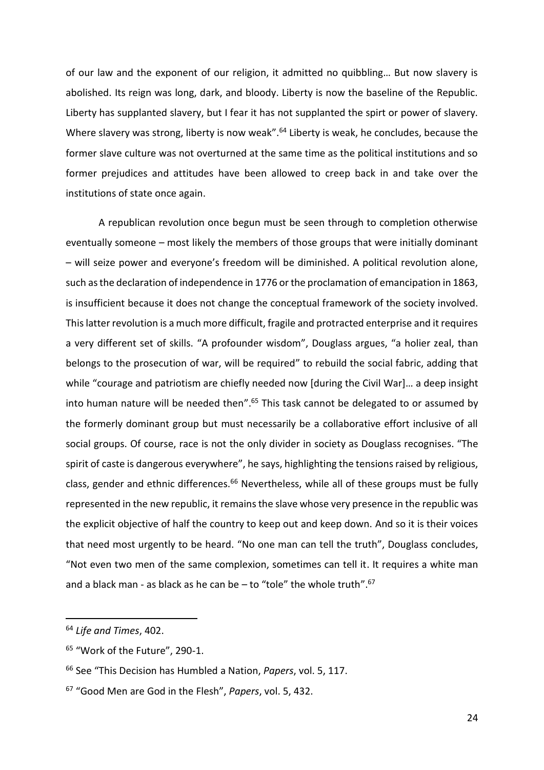of our law and the exponent of our religion, it admitted no quibbling… But now slavery is abolished. Its reign was long, dark, and bloody. Liberty is now the baseline of the Republic. Liberty has supplanted slavery, but I fear it has not supplanted the spirt or power of slavery. Where slavery was strong, liberty is now weak".[64] Liberty is weak, he concludes, because the former slave culture was not overturned at the same time as the political institutions and so former prejudices and attitudes have been allowed to creep back in and take over the institutions of state once again.

A republican revolution once begun must be seen through to completion otherwise eventually someone – most likely the members of those groups that were initially dominant – will seize power and everyone's freedom will be diminished. A political revolution alone, such as the declaration of independence in 1776 or the proclamation of emancipation in 1863, is insufficient because it does not change the conceptual framework of the society involved. This latter revolution is a much more difficult, fragile and protracted enterprise and it requires a very different set of skills. "A profounder wisdom", Douglass argues, "a holier zeal, than belongs to the prosecution of war, will be required" to rebuild the social fabric, adding that while "courage and patriotism are chiefly needed now [during the Civil War]… a deep insight into human nature will be needed then".[65] This task cannot be delegated to or assumed by the formerly dominant group but must necessarily be a collaborative effort inclusive of all social groups. Of course, race is not the only divider in society as Douglass recognises. "The spirit of caste is dangerous everywhere", he says, highlighting the tensions raised by religious, class, gender and ethnic differences.[66] Nevertheless, while all of these groups must be fully represented in the new republic, it remains the slave whose very presence in the republic was the explicit objective of half the country to keep out and keep down. And so it is their voices that need most urgently to be heard. "No one man can tell the truth", Douglass concludes, "Not even two men of the same complexion, sometimes can tell it. It requires a white man and a black man - as black as he can be – to "tole" the whole truth".[67]

---

[64] *Life and Times*, 402.

[65] "Work of the Future", 290-1.

[66] See "This Decision has Humbled a Nation, *Papers*, vol. 5, 117.

[67] "Good Men are God in the Flesh", *Papers*, vol. 5, 432.